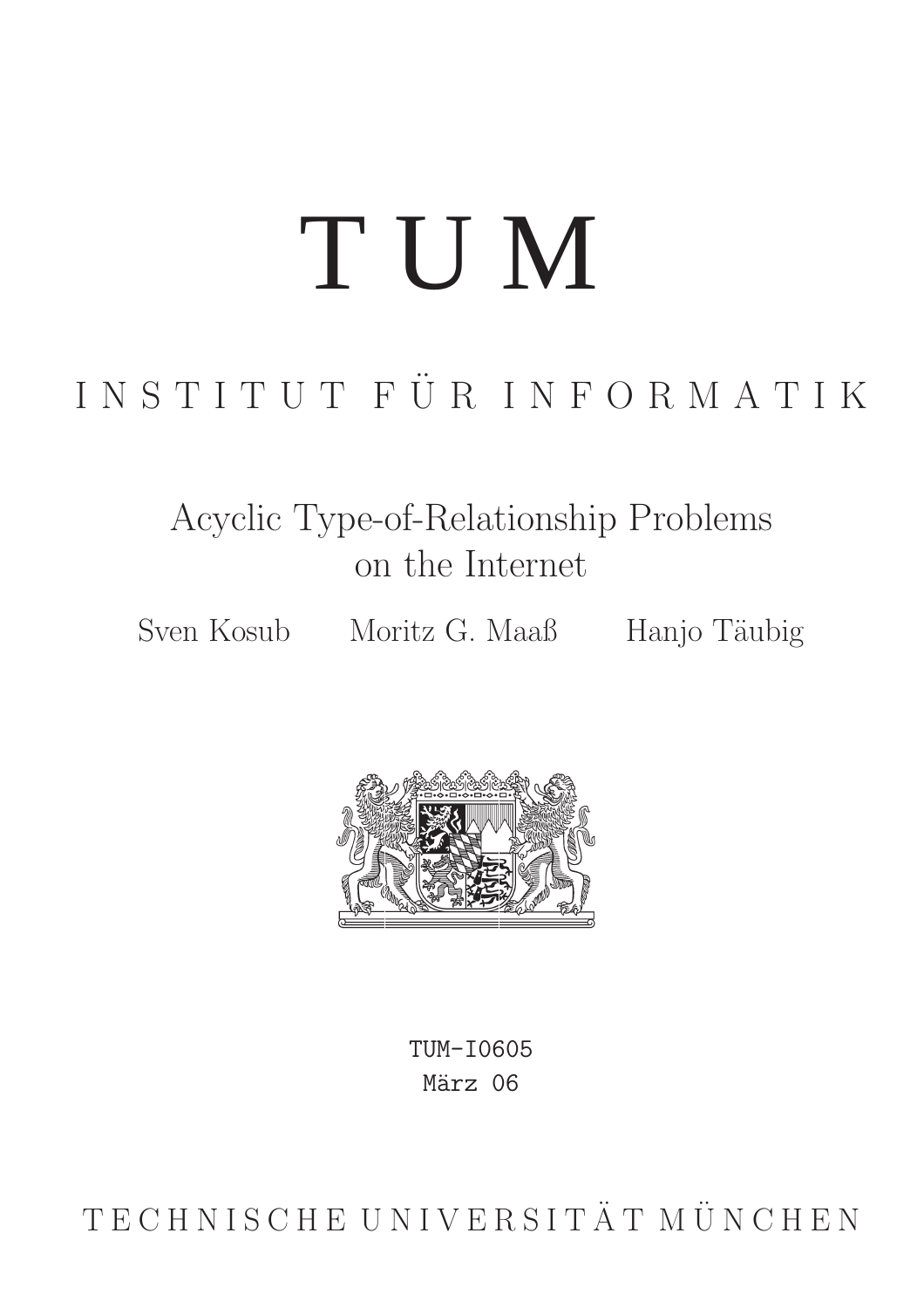# TUM

## INSTITUT FÜR INFORMATIK

### Acyclic Type-of-Relationship Problems on the Internet

Sven Kosub Moritz G. Maaß Hanjo Täubig

TUM-I0605
März 06

TECHNISCHE UNIVERSITÄT MÜNCHEN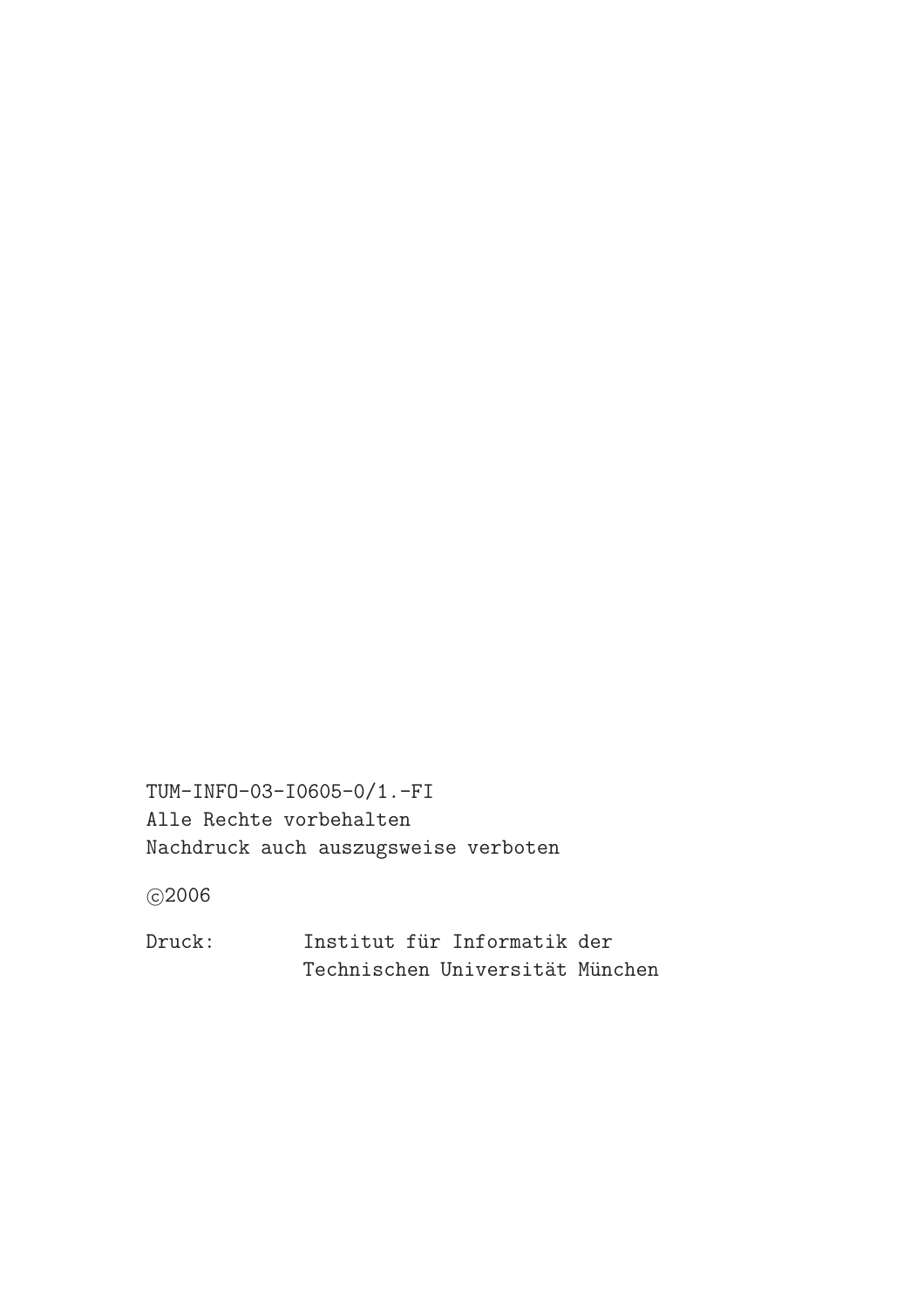TUM-INFO-03-I0605-0/1.-FI
Alle Rechte vorbehalten
Nachdruck auch auszugsweise verboten

©2006

Druck: Institut für Informatik der
Technischen Universität München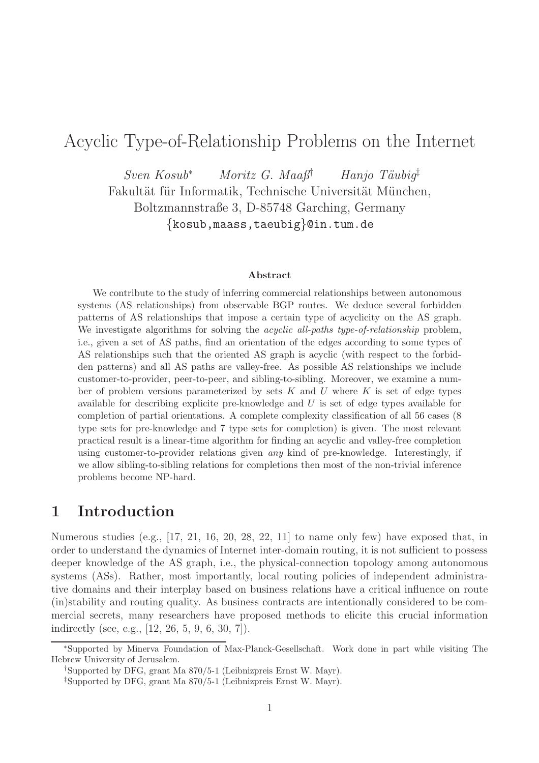# Acyclic Type-of-Relationship Problems on the Internet

*Sven Kosub*[*] *Moritz G. Maaß*[†] *Hanjo Täubig*[‡]

Fakultät für Informatik, Technische Universität München,
Boltzmannstraße 3, D-85748 Garching, Germany
{kosub,maass,taeubig}@in.tum.de

### Abstract

We contribute to the study of inferring commercial relationships between autonomous systems (AS relationships) from observable BGP routes. We deduce several forbidden patterns of AS relationships that impose a certain type of acyclicity on the AS graph. We investigate algorithms for solving the *acyclic all-paths type-of-relationship* problem, i.e., given a set of AS paths, find an orientation of the edges according to some types of AS relationships such that the oriented AS graph is acyclic (with respect to the forbidden patterns) and all AS paths are valley-free. As possible AS relationships we include customer-to-provider, peer-to-peer, and sibling-to-sibling. Moreover, we examine a number of problem versions parameterized by sets $K$ and $U$ where $K$ is set of edge types available for describing explicite pre-knowledge and $U$ is set of edge types available for completion of partial orientations. A complete complexity classification of all 56 cases (8 type sets for pre-knowledge and 7 type sets for completion) is given. The most relevant practical result is a linear-time algorithm for finding an acyclic and valley-free completion using customer-to-provider relations given *any* kind of pre-knowledge. Interestingly, if we allow sibling-to-sibling relations for completions then most of the non-trivial inference problems become NP-hard.

## 1 Introduction

Numerous studies (e.g., [17, 21, 16, 20, 28, 22, 11] to name only few) have exposed that, in order to understand the dynamics of Internet inter-domain routing, it is not sufficient to possess deeper knowledge of the AS graph, i.e., the physical-connection topology among autonomous systems (ASs). Rather, most importantly, local routing policies of independent administrative domains and their interplay based on business relations have a critical influence on route (in)stability and routing quality. As business contracts are intentionally considered to be commercial secrets, many researchers have proposed methods to elicite this crucial information indirectly (see, e.g., [12, 26, 5, 9, 6, 30, 7]).

---

[*] Supported by Minerva Foundation of Max-Planck-Gesellschaft. Work done in part while visiting The Hebrew University of Jerusalem.

[†] Supported by DFG, grant Ma 870/5-1 (Leibnizpreis Ernst W. Mayr).

[‡] Supported by DFG, grant Ma 870/5-1 (Leibnizpreis Ernst W. Mayr).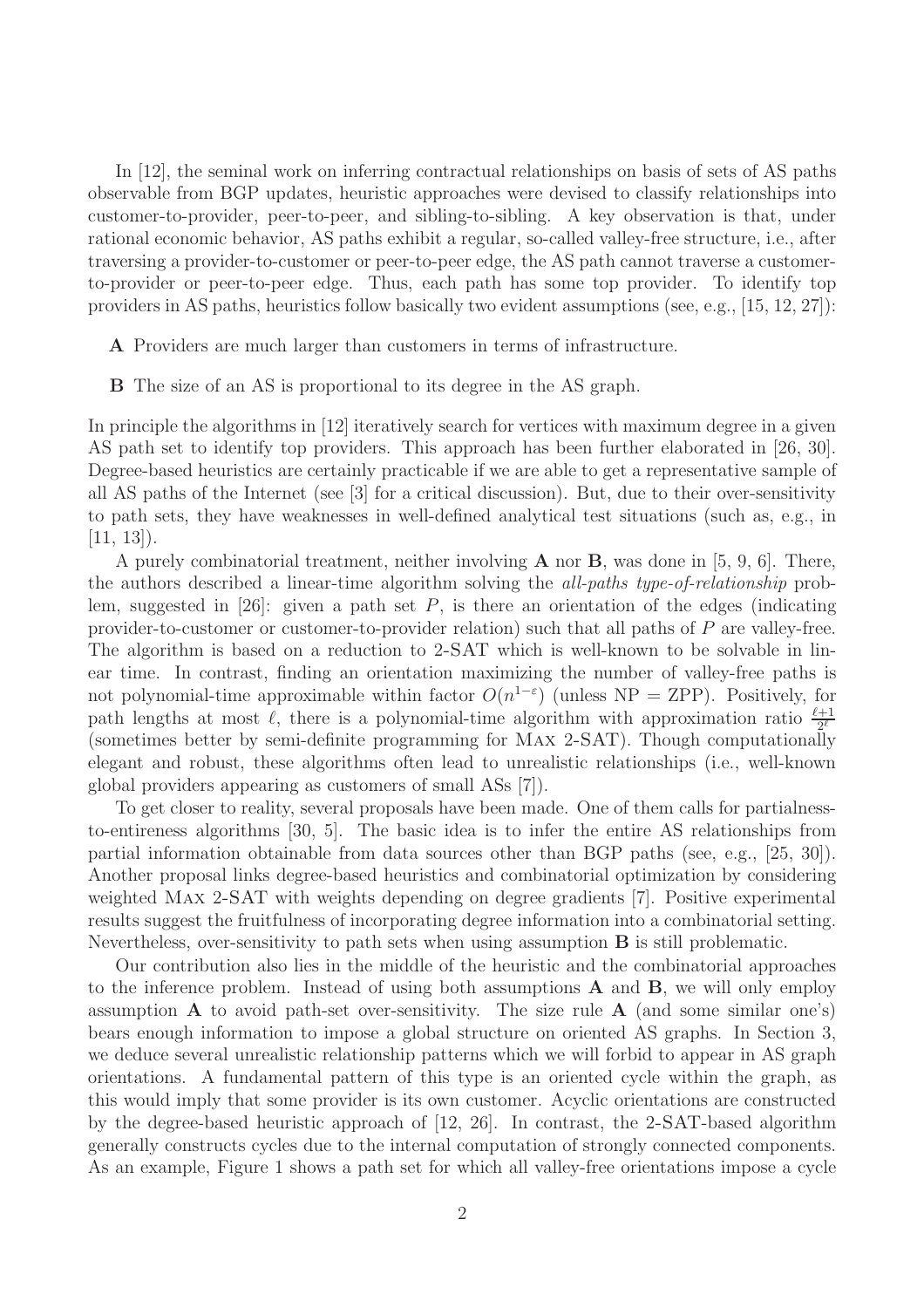In [12], the seminal work on inferring contractual relationships on basis of sets of AS paths observable from BGP updates, heuristic approaches were devised to classify relationships into customer-to-provider, peer-to-peer, and sibling-to-sibling. A key observation is that, under rational economic behavior, AS paths exhibit a regular, so-called valley-free structure, i.e., after traversing a provider-to-customer or peer-to-peer edge, the AS path cannot traverse a customer-to-provider or peer-to-peer edge. Thus, each path has some top provider. To identify top providers in AS paths, heuristics follow basically two evident assumptions (see, e.g., [15, 12, 27]):

**A** Providers are much larger than customers in terms of infrastructure.

**B** The size of an AS is proportional to its degree in the AS graph.

In principle the algorithms in [12] iteratively search for vertices with maximum degree in a given AS path set to identify top providers. This approach has been further elaborated in [26, 30]. Degree-based heuristics are certainly practicable if we are able to get a representative sample of all AS paths of the Internet (see [3] for a critical discussion). But, due to their over-sensitivity to path sets, they have weaknesses in well-defined analytical test situations (such as, e.g., in [11, 13]).

A purely combinatorial treatment, neither involving **A** nor **B**, was done in [5, 9, 6]. There, the authors described a linear-time algorithm solving the *all-paths type-of-relationship* problem, suggested in [26]: given a path set $P$, is there an orientation of the edges (indicating provider-to-customer or customer-to-provider relation) such that all paths of $P$ are valley-free. The algorithm is based on a reduction to 2-SAT which is well-known to be solvable in linear time. In contrast, finding an orientation maximizing the number of valley-free paths is not polynomial-time approximable within factor $O(n^{1-\varepsilon})$ (unless NP = ZPP). Positively, for path lengths at most $\ell$, there is a polynomial-time algorithm with approximation ratio $\frac{\ell+1}{2^\ell}$ (sometimes better by semi-definite programming for Max 2-SAT). Though computationally elegant and robust, these algorithms often lead to unrealistic relationships (i.e., well-known global providers appearing as customers of small ASs [7]).

To get closer to reality, several proposals have been made. One of them calls for partialness-to-entireness algorithms [30, 5]. The basic idea is to infer the entire AS relationships from partial information obtainable from data sources other than BGP paths (see, e.g., [25, 30]). Another proposal links degree-based heuristics and combinatorial optimization by considering weighted Max 2-SAT with weights depending on degree gradients [7]. Positive experimental results suggest the fruitfulness of incorporating degree information into a combinatorial setting. Nevertheless, over-sensitivity to path sets when using assumption **B** is still problematic.

Our contribution also lies in the middle of the heuristic and the combinatorial approaches to the inference problem. Instead of using both assumptions **A** and **B**, we will only employ assumption **A** to avoid path-set over-sensitivity. The size rule **A** (and some similar one's) bears enough information to impose a global structure on oriented AS graphs. In Section 3, we deduce several unrealistic relationship patterns which we will forbid to appear in AS graph orientations. A fundamental pattern of this type is an oriented cycle within the graph, as this would imply that some provider is its own customer. Acyclic orientations are constructed by the degree-based heuristic approach of [12, 26]. In contrast, the 2-SAT-based algorithm generally constructs cycles due to the internal computation of strongly connected components. As an example, Figure 1 shows a path set for which all valley-free orientations impose a cycle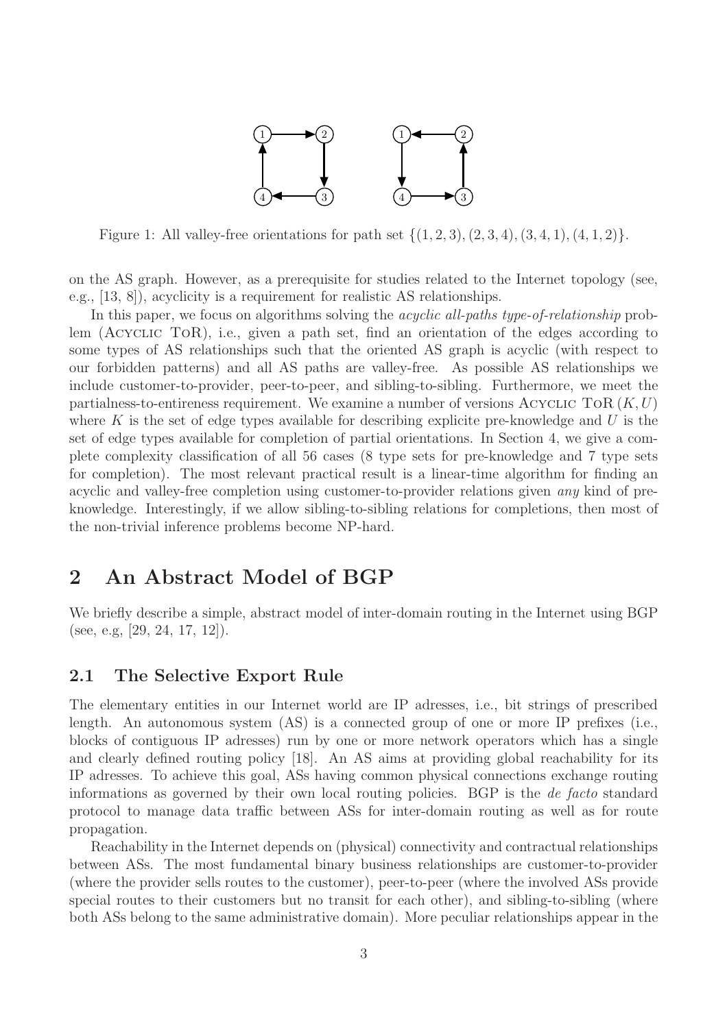Figure 1: All valley-free orientations for path set $\{(1, 2, 3), (2, 3, 4), (3, 4, 1), (4, 1, 2)\}$.

on the AS graph. However, as a prerequisite for studies related to the Internet topology (see, e.g., [13, 8]), acyclicity is a requirement for realistic AS relationships.

In this paper, we focus on algorithms solving the *acyclic all-paths type-of-relationship* problem (Acyclic ToR), i.e., given a path set, find an orientation of the edges according to some types of AS relationships such that the oriented AS graph is acyclic (with respect to our forbidden patterns) and all AS paths are valley-free. As possible AS relationships we include customer-to-provider, peer-to-peer, and sibling-to-sibling. Furthermore, we meet the partialness-to-entireness requirement. We examine a number of versions Acyclic ToR $(K, U)$ where $K$ is the set of edge types available for describing explicite pre-knowledge and $U$ is the set of edge types available for completion of partial orientations. In Section 4, we give a complete complexity classification of all 56 cases (8 type sets for pre-knowledge and 7 type sets for completion). The most relevant practical result is a linear-time algorithm for finding an acyclic and valley-free completion using customer-to-provider relations given *any* kind of pre-knowledge. Interestingly, if we allow sibling-to-sibling relations for completions, then most of the non-trivial inference problems become NP-hard.

# 2 An Abstract Model of BGP

We briefly describe a simple, abstract model of inter-domain routing in the Internet using BGP (see, e.g, [29, 24, 17, 12]).

## 2.1 The Selective Export Rule

The elementary entities in our Internet world are IP adresses, i.e., bit strings of prescribed length. An autonomous system (AS) is a connected group of one or more IP prefixes (i.e., blocks of contiguous IP adresses) run by one or more network operators which has a single and clearly defined routing policy [18]. An AS aims at providing global reachability for its IP adresses. To achieve this goal, ASs having common physical connections exchange routing informations as governed by their own local routing policies. BGP is the *de facto* standard protocol to manage data traffic between ASs for inter-domain routing as well as for route propagation.

Reachability in the Internet depends on (physical) connectivity and contractual relationships between ASs. The most fundamental binary business relationships are customer-to-provider (where the provider sells routes to the customer), peer-to-peer (where the involved ASs provide special routes to their customers but no transit for each other), and sibling-to-sibling (where both ASs belong to the same administrative domain). More peculiar relationships appear in the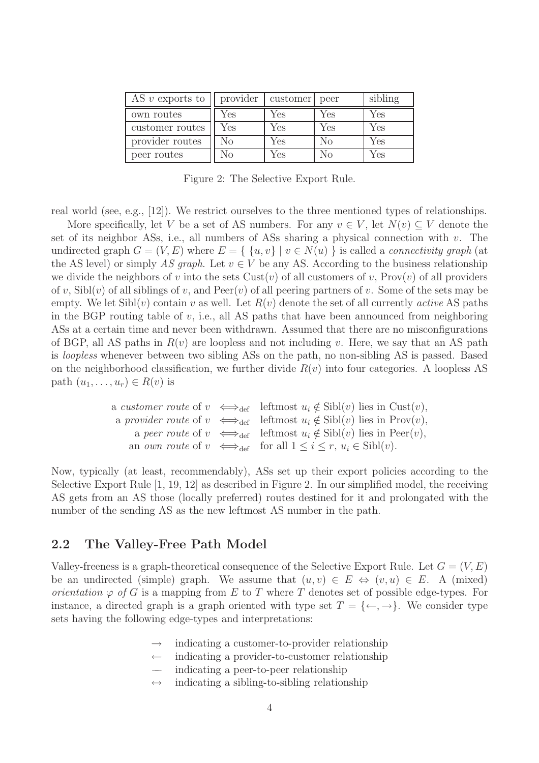| AS $v$ exports to | provider | customer | peer | sibling |
|---|---|---|---|---|
| own routes | Yes | Yes | Yes | Yes |
| customer routes | Yes | Yes | Yes | Yes |
| provider routes | No | Yes | No | Yes |
| peer routes | No | Yes | No | Yes |

Figure 2: The Selective Export Rule.

real world (see, e.g., [12]). We restrict ourselves to the three mentioned types of relationships.

More specifically, let $V$ be a set of AS numbers. For any $v \in V$, let $N(v) \subseteq V$ denote the set of its neighbor ASs, i.e., all numbers of ASs sharing a physical connection with $v$. The undirected graph $G = (V, E)$ where $E = \{ \{u, v\} \mid v \in N(u) \}$ is called a *connectivity graph* (at the AS level) or simply *AS graph*. Let $v \in V$ be any AS. According to the business relationship we divide the neighbors of $v$ into the sets $\text{Cust}(v)$ of all customers of $v$, $\text{Prov}(v)$ of all providers of $v$, $\text{Sibl}(v)$ of all siblings of $v$, and $\text{Peer}(v)$ of all peering partners of $v$. Some of the sets may be empty. We let $\text{Sibl}(v)$ contain $v$ as well. Let $R(v)$ denote the set of all currently *active* AS paths in the BGP routing table of $v$, i.e., all AS paths that have been announced from neighboring ASs at a certain time and never been withdrawn. Assumed that there are no misconfigurations of BGP, all AS paths in $R(v)$ are loopless and not including $v$. Here, we say that an AS path is *loopless* whenever between two sibling ASs on the path, no non-sibling AS is passed. Based on the neighborhood classification, we further divide $R(v)$ into four categories. A loopless AS path $(u_1, \dots, u_r) \in R(v)$ is

$$
\begin{aligned}
\text{a } \textit{customer route} \text{ of } v &\iff_{\text{def}} \text{ leftmost } u_i \notin \text{Sibl}(v) \text{ lies in } \text{Cust}(v),\\
\text{a } \textit{provider route} \text{ of } v &\iff_{\text{def}} \text{ leftmost } u_i \notin \text{Sibl}(v) \text{ lies in } \text{Prov}(v),\\
\text{a } \textit{peer route} \text{ of } v &\iff_{\text{def}} \text{ leftmost } u_i \notin \text{Sibl}(v) \text{ lies in } \text{Peer}(v),\\
\text{an } \textit{own route} \text{ of } v &\iff_{\text{def}} \text{ for all } 1 \le i \le r,\ u_i \in \text{Sibl}(v).
\end{aligned}
$$

Now, typically (at least, recommendably), ASs set up their export policies according to the Selective Export Rule [1, 19, 12] as described in Figure 2. In our simplified model, the receiving AS gets from an AS those (locally preferred) routes destined for it and prolongated with the number of the sending AS as the new leftmost AS number in the path.

## 2.2 The Valley-Free Path Model

Valley-freeness is a graph-theoretical consequence of the Selective Export Rule. Let $G = (V, E)$ be an undirected (simple) graph. We assume that $(u, v) \in E \Leftrightarrow (v, u) \in E$. A (mixed) *orientation $\varphi$ of $G$* is a mapping from $E$ to $T$ where $T$ denotes set of possible edge-types. For instance, a directed graph is a graph oriented with type set $T = \{\leftarrow, \rightarrow\}$. We consider type sets having the following edge-types and interpretations:

- $\rightarrow$ indicating a customer-to-provider relationship
- $\leftarrow$ indicating a provider-to-customer relationship
- $—$ indicating a peer-to-peer relationship
- $\leftrightarrow$ indicating a sibling-to-sibling relationship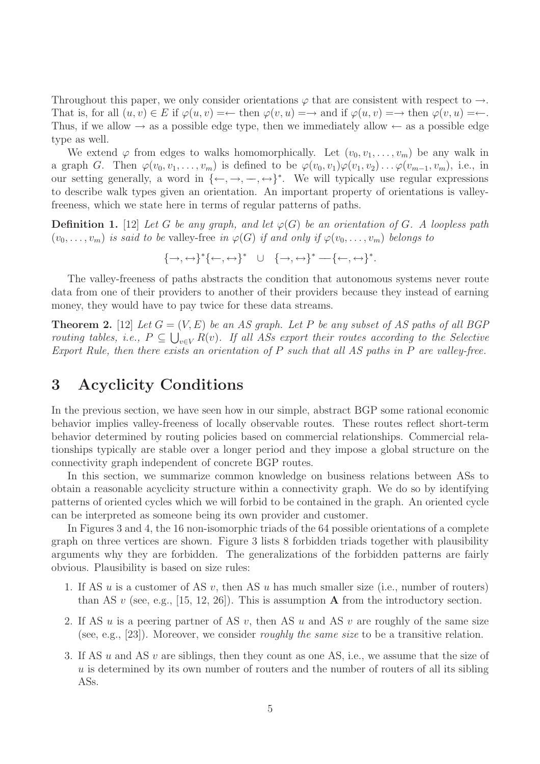Throughout this paper, we only consider orientations $\varphi$ that are consistent with respect to $\rightarrow$. That is, for all $(u, v) \in E$ if $\varphi(u, v) = \leftarrow$ then $\varphi(v, u) = \rightarrow$ and if $\varphi(u, v) = \rightarrow$ then $\varphi(v, u) = \leftarrow$. Thus, if we allow $\rightarrow$ as a possible edge type, then we immediately allow $\leftarrow$ as a possible edge type as well.

We extend $\varphi$ from edges to walks homomorphically. Let $(v_0, v_1, \ldots, v_m)$ be any walk in a graph $G$. Then $\varphi(v_0, v_1, \ldots, v_m)$ is defined to be $\varphi(v_0, v_1)\varphi(v_1, v_2) \ldots \varphi(v_{m-1}, v_m)$, i.e., in our setting generally, a word in $\{\leftarrow, \rightarrow, -, \leftrightarrow\}^*$. We will typically use regular expressions to describe walk types given an orientation. An important property of orientations is valley-freeness, which we state here in terms of regular patterns of paths.

**Definition 1.** [12] *Let $G$ be any graph, and let $\varphi(G)$ be an orientation of $G$. A loopless path $(v_0, \ldots, v_m)$ is said to be* valley-free *in $\varphi(G)$ if and only if $\varphi(v_0, \ldots, v_m)$ belongs to*

$$\{\rightarrow, \leftrightarrow\}^*\{\leftarrow, \leftrightarrow\}^* \quad \cup \quad \{\rightarrow, \leftrightarrow\}^* - \{\leftarrow, \leftrightarrow\}^*.$$

The valley-freeness of paths abstracts the condition that autonomous systems never route data from one of their providers to another of their providers because they instead of earning money, they would have to pay twice for these data streams.

**Theorem 2.** [12] *Let $G = (V, E)$ be an AS graph. Let $P$ be any subset of AS paths of all BGP routing tables, i.e., $P \subseteq \bigcup_{v \in V} R(v)$. If all ASs export their routes according to the Selective Export Rule, then there exists an orientation of $P$ such that all AS paths in $P$ are valley-free.*

# 3 Acyclicity Conditions

In the previous section, we have seen how in our simple, abstract BGP some rational economic behavior implies valley-freeness of locally observable routes. These routes reflect short-term behavior determined by routing policies based on commercial relationships. Commercial relationships typically are stable over a longer period and they impose a global structure on the connectivity graph independent of concrete BGP routes.

In this section, we summarize common knowledge on business relations between ASs to obtain a reasonable acyclicity structure within a connectivity graph. We do so by identifying patterns of oriented cycles which we will forbid to be contained in the graph. An oriented cycle can be interpreted as someone being its own provider and customer.

In Figures 3 and 4, the 16 non-isomorphic triads of the 64 possible orientations of a complete graph on three vertices are shown. Figure 3 lists 8 forbidden triads together with plausibility arguments why they are forbidden. The generalizations of the forbidden patterns are fairly obvious. Plausibility is based on size rules:

1. If AS $u$ is a customer of AS $v$, then AS $u$ has much smaller size (i.e., number of routers) than AS $v$ (see, e.g., [15, 12, 26]). This is assumption **A** from the introductory section.
2. If AS $u$ is a peering partner of AS $v$, then AS $u$ and AS $v$ are roughly of the same size (see, e.g., [23]). Moreover, we consider *roughly the same size* to be a transitive relation.
3. If AS $u$ and AS $v$ are siblings, then they count as one AS, i.e., we assume that the size of $u$ is determined by its own number of routers and the number of routers of all its sibling ASs.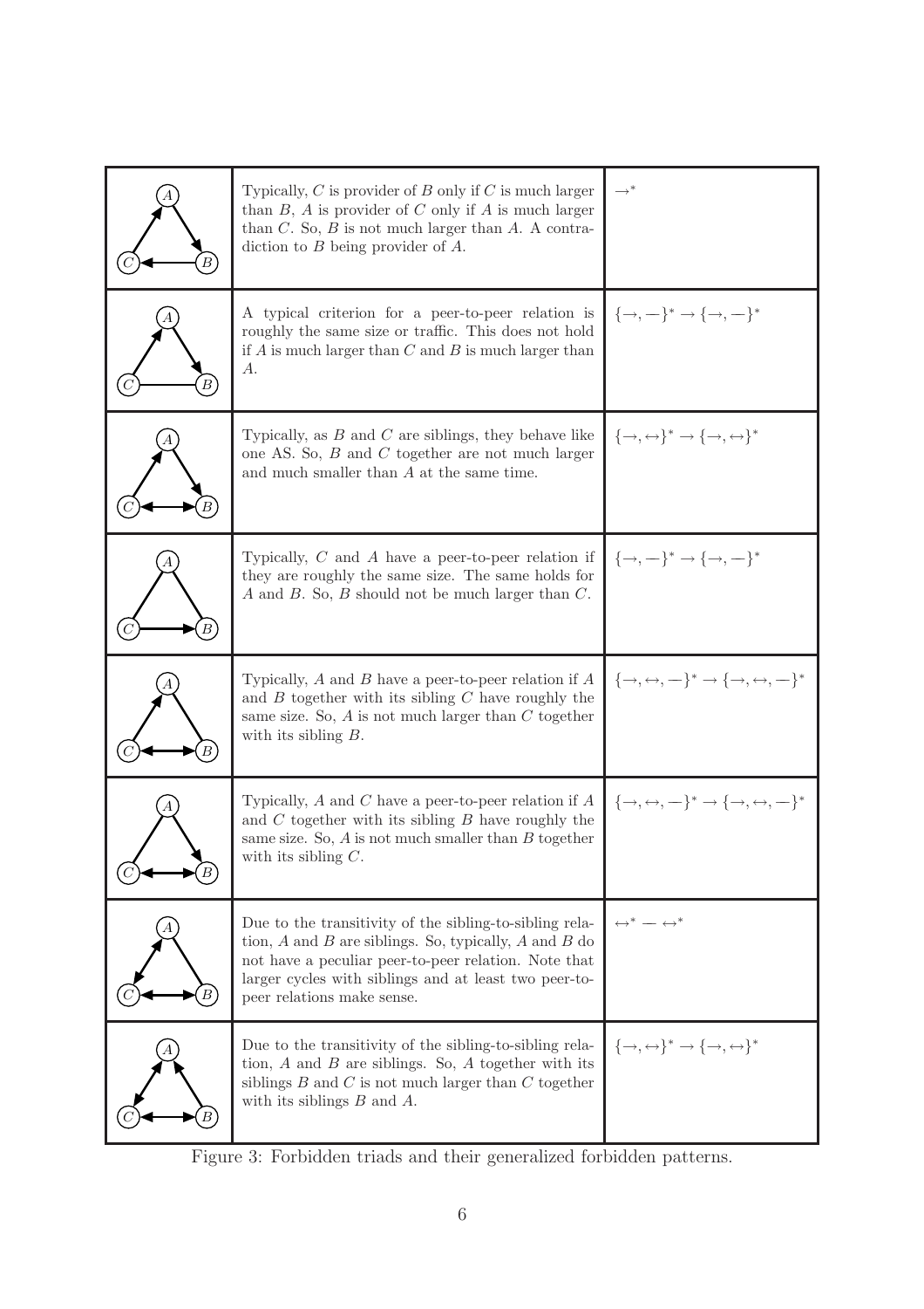| | | |
|---|---|---|
| | Typically, $C$ is provider of $B$ only if $C$ is much larger than $B$, $A$ is provider of $C$ only if $A$ is much larger than $C$. So, $B$ is not much larger than $A$. A contradiction to $B$ being provider of $A$. | $\rightarrow^*$ |
| | A typical criterion for a peer-to-peer relation is roughly the same size or traffic. This does not hold if $A$ is much larger than $C$ and $B$ is much larger than $A$. | $\{\rightarrow, -\}^* \rightarrow \{\rightarrow, -\}^*$ |
| | Typically, as $B$ and $C$ are siblings, they behave like one AS. So, $B$ and $C$ together are not much larger and much smaller than $A$ at the same time. | $\{\rightarrow, \leftrightarrow\}^* \rightarrow \{\rightarrow, \leftrightarrow\}^*$ |
| | Typically, $C$ and $A$ have a peer-to-peer relation if they are roughly the same size. The same holds for $A$ and $B$. So, $B$ should not be much larger than $C$. | $\{\rightarrow, -\}^* \rightarrow \{\rightarrow, -\}^*$ |
| | Typically, $A$ and $B$ have a peer-to-peer relation if $A$ and $B$ together with its sibling $C$ have roughly the same size. So, $A$ is not much larger than $C$ together with its sibling $B$. | $\{\rightarrow, \leftrightarrow, -\}^* \rightarrow \{\rightarrow, \leftrightarrow, -\}^*$ |
| | Typically, $A$ and $C$ have a peer-to-peer relation if $A$ and $C$ together with its sibling $B$ have roughly the same size. So, $A$ is not much smaller than $B$ together with its sibling $C$. | $\{\rightarrow, \leftrightarrow, -\}^* \rightarrow \{\rightarrow, \leftrightarrow, -\}^*$ |
| | Due to the transitivity of the sibling-to-sibling relation, $A$ and $B$ are siblings. So, typically, $A$ and $B$ do not have a peculiar peer-to-peer relation. Note that larger cycles with siblings and at least two peer-to-peer relations make sense. | $\leftrightarrow^* - \leftrightarrow^*$ |
| | Due to the transitivity of the sibling-to-sibling relation, $A$ and $B$ are siblings. So, $A$ together with its siblings $B$ and $C$ is not much larger than $C$ together with its siblings $B$ and $A$. | $\{\rightarrow, \leftrightarrow\}^* \rightarrow \{\rightarrow, \leftrightarrow\}^*$ |

Figure 3: Forbidden triads and their generalized forbidden patterns.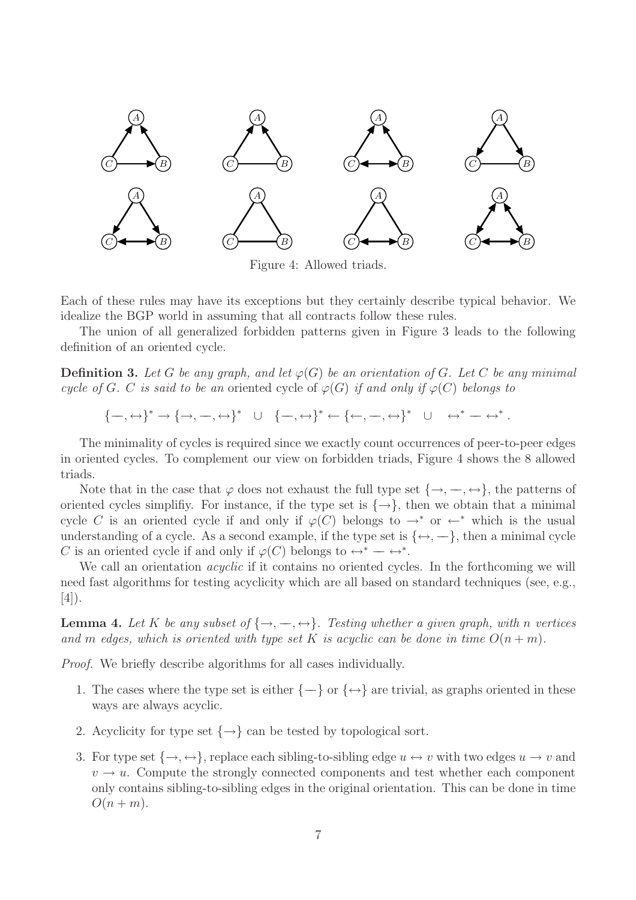Figure 4: Allowed triads.

Each of these rules may have its exceptions but they certainly describe typical behavior. We idealize the BGP world in assuming that all contracts follow these rules.

The union of all generalized forbidden patterns given in Figure 3 leads to the following definition of an oriented cycle.

**Definition 3.** *Let $G$ be any graph, and let $\varphi(G)$ be an orientation of $G$. Let $C$ be any minimal cycle of $G$. $C$ is said to be an* oriented cycle *of $\varphi(G)$ if and only if $\varphi(C)$ belongs to*

$$\{-, \leftrightarrow\}^* \rightarrow \{\rightarrow, -, \leftrightarrow\}^* \quad \cup \quad \{-, \leftrightarrow\}^* \leftarrow \{\leftarrow, -, \leftrightarrow\}^* \quad \cup \quad \leftrightarrow^* - \leftrightarrow^* .$$

The minimality of cycles is required since we exactly count occurrences of peer-to-peer edges in oriented cycles. To complement our view on forbidden triads, Figure 4 shows the 8 allowed triads.

Note that in the case that $\varphi$ does not exhaust the full type set $\{\rightarrow, -, \leftrightarrow\}$, the patterns of oriented cycles simplifiy. For instance, if the type set is $\{\rightarrow\}$, then we obtain that a minimal cycle $C$ is an oriented cycle if and only if $\varphi(C)$ belongs to $\rightarrow^*$ or $\leftarrow^*$ which is the usual understanding of a cycle. As a second example, if the type set is $\{\leftrightarrow, -\}$, then a minimal cycle $C$ is an oriented cycle if and only if $\varphi(C)$ belongs to $\leftrightarrow^* - \leftrightarrow^*$.

We call an orientation *acyclic* if it contains no oriented cycles. In the forthcoming we will need fast algorithms for testing acyclicity which are all based on standard techniques (see, e.g., [4]).

**Lemma 4.** *Let $K$ be any subset of $\{\rightarrow, -, \leftrightarrow\}$. Testing whether a given graph, with $n$ vertices and $m$ edges, which is oriented with type set $K$ is acyclic can be done in time $O(n + m)$.*

*Proof.* We briefly describe algorithms for all cases individually.

1. The cases where the type set is either $\{-\}$ or $\{\leftrightarrow\}$ are trivial, as graphs oriented in these ways are always acyclic.
2. Acyclicity for type set $\{\rightarrow\}$ can be tested by topological sort.
3. For type set $\{\rightarrow, \leftrightarrow\}$, replace each sibling-to-sibling edge $u \leftrightarrow v$ with two edges $u \rightarrow v$ and $v \rightarrow u$. Compute the strongly connected components and test whether each component only contains sibling-to-sibling edges in the original orientation. This can be done in time $O(n + m)$.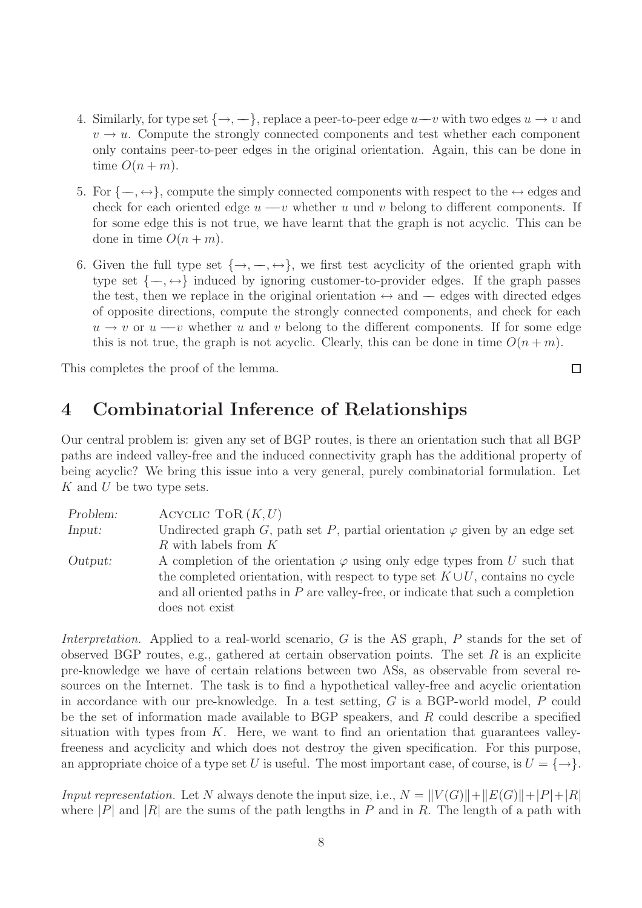4. Similarly, for type set $\{\to, -\}$, replace a peer-to-peer edge $u - v$ with two edges $u \to v$ and $v \to u$. Compute the strongly connected components and test whether each component only contains peer-to-peer edges in the original orientation. Again, this can be done in time $O(n+m)$.

5. For $\{-, \leftrightarrow\}$, compute the simply connected components with respect to the $\leftrightarrow$ edges and check for each oriented edge $u - v$ whether $u$ und $v$ belong to different components. If for some edge this is not true, we have learnt that the graph is not acyclic. This can be done in time $O(n+m)$.

6. Given the full type set $\{\to, -, \leftrightarrow\}$, we first test acyclicity of the oriented graph with type set $\{-, \leftrightarrow\}$ induced by ignoring customer-to-provider edges. If the graph passes the test, then we replace in the original orientation $\leftrightarrow$ and $-$ edges with directed edges of opposite directions, compute the strongly connected components, and check for each $u \to v$ or $u - v$ whether $u$ and $v$ belong to the different components. If for some edge this is not true, the graph is not acyclic. Clearly, this can be done in time $O(n+m)$.

This completes the proof of the lemma. □

## 4 Combinatorial Inference of Relationships

Our central problem is: given any set of BGP routes, is there an orientation such that all BGP paths are indeed valley-free and the induced connectivity graph has the additional property of being acyclic? We bring this issue into a very general, purely combinatorial formulation. Let $K$ and $U$ be two type sets.

| | |
|---|---|
| *Problem:* | Acyclic ToR $(K, U)$ |
| *Input:* | Undirected graph $G$, path set $P$, partial orientation $\varphi$ given by an edge set $R$ with labels from $K$ |
| *Output:* | A completion of the orientation $\varphi$ using only edge types from $U$ such that the completed orientation, with respect to type set $K \cup U$, contains no cycle and all oriented paths in $P$ are valley-free, or indicate that such a completion does not exist |

*Interpretation.* Applied to a real-world scenario, $G$ is the AS graph, $P$ stands for the set of observed BGP routes, e.g., gathered at certain observation points. The set $R$ is an explicite pre-knowledge we have of certain relations between two ASs, as observable from several resources on the Internet. The task is to find a hypothetical valley-free and acyclic orientation in accordance with our pre-knowledge. In a test setting, $G$ is a BGP-world model, $P$ could be the set of information made available to BGP speakers, and $R$ could describe a specified situation with types from $K$. Here, we want to find an orientation that guarantees valley-freeness and acyclicity and which does not destroy the given specification. For this purpose, an appropriate choice of a type set $U$ is useful. The most important case, of course, is $U = \{\to\}$.

*Input representation.* Let $N$ always denote the input size, i.e., $N = \|V(G)\| + \|E(G)\| + |P| + |R|$ where $|P|$ and $|R|$ are the sums of the path lengths in $P$ and in $R$. The length of a path with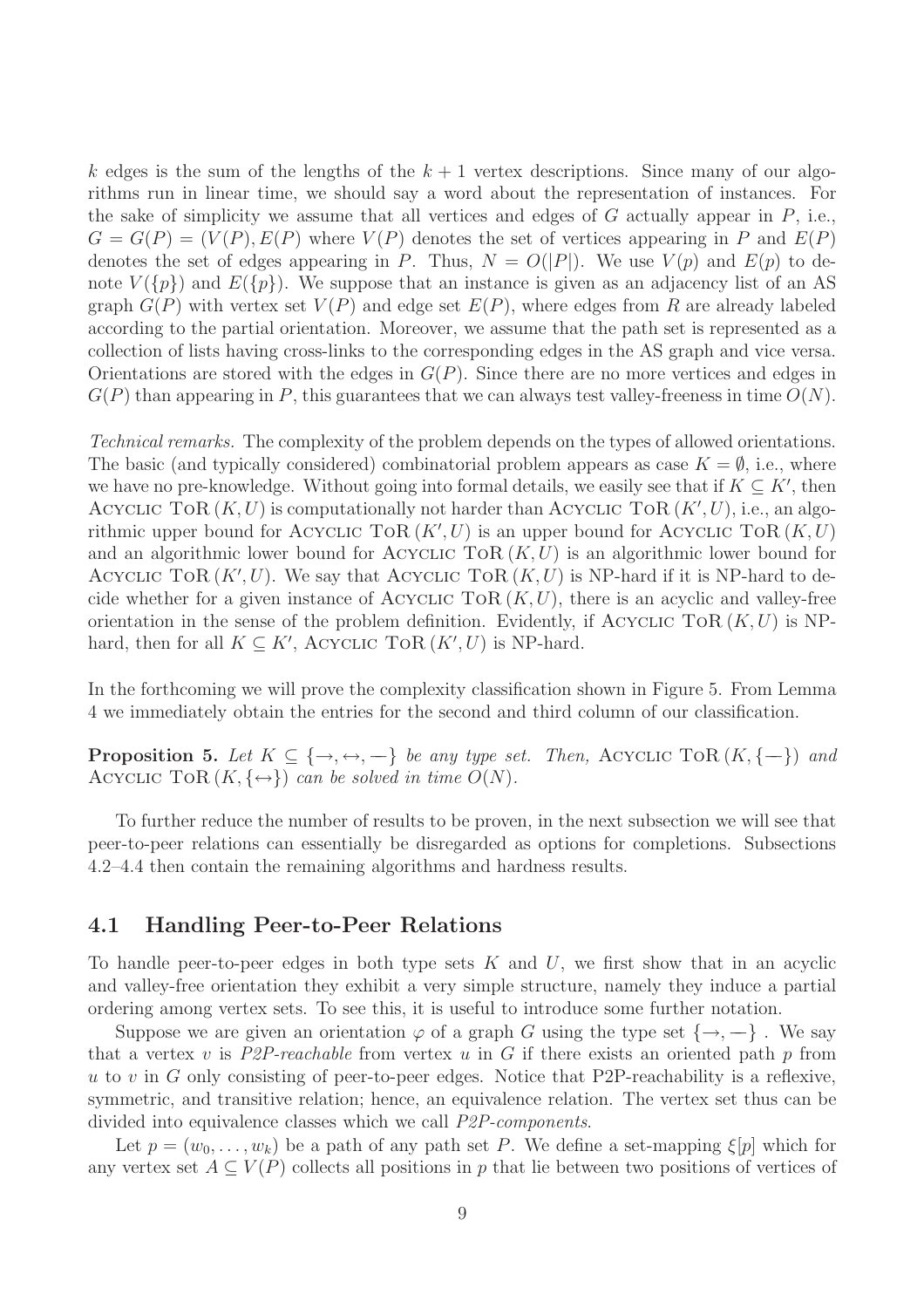$k$ edges is the sum of the lengths of the $k + 1$ vertex descriptions. Since many of our algorithms run in linear time, we should say a word about the representation of instances. For the sake of simplicity we assume that all vertices and edges of $G$ actually appear in $P$, i.e., $G = G(P) = (V(P), E(P)$ where $V(P)$ denotes the set of vertices appearing in $P$ and $E(P)$ denotes the set of edges appearing in $P$. Thus, $N = O(|P|)$. We use $V(p)$ and $E(p)$ to denote $V(\{p\})$ and $E(\{p\})$. We suppose that an instance is given as an adjacency list of an AS graph $G(P)$ with vertex set $V(P)$ and edge set $E(P)$, where edges from $R$ are already labeled according to the partial orientation. Moreover, we assume that the path set is represented as a collection of lists having cross-links to the corresponding edges in the AS graph and vice versa. Orientations are stored with the edges in $G(P)$. Since there are no more vertices and edges in $G(P)$ than appearing in $P$, this guarantees that we can always test valley-freeness in time $O(N)$.

*Technical remarks.* The complexity of the problem depends on the types of allowed orientations. The basic (and typically considered) combinatorial problem appears as case $K = \emptyset$, i.e., where we have no pre-knowledge. Without going into formal details, we easily see that if $K \subseteq K'$, then Acyclic ToR $(K, U)$ is computationally not harder than Acyclic ToR $(K', U)$, i.e., an algorithmic upper bound for Acyclic ToR $(K', U)$ is an upper bound for Acyclic ToR $(K, U)$ and an algorithmic lower bound for Acyclic ToR $(K, U)$ is an algorithmic lower bound for Acyclic ToR $(K', U)$. We say that Acyclic ToR $(K, U)$ is NP-hard if it is NP-hard to decide whether for a given instance of Acyclic ToR $(K, U)$, there is an acyclic and valley-free orientation in the sense of the problem definition. Evidently, if Acyclic ToR $(K, U)$ is NP-hard, then for all $K \subseteq K'$, Acyclic ToR $(K', U)$ is NP-hard.

In the forthcoming we will prove the complexity classification shown in Figure 5. From Lemma 4 we immediately obtain the entries for the second and third column of our classification.

**Proposition 5.** *Let $K \subseteq \{\rightarrow, \leftrightarrow, -\}$ be any type set. Then,* Acyclic ToR $(K, \{-\})$ *and* Acyclic ToR $(K, \{\leftrightarrow\})$ *can be solved in time $O(N)$.*

To further reduce the number of results to be proven, in the next subsection we will see that peer-to-peer relations can essentially be disregarded as options for completions. Subsections 4.2–4.4 then contain the remaining algorithms and hardness results.

## 4.1 Handling Peer-to-Peer Relations

To handle peer-to-peer edges in both type sets $K$ and $U$, we first show that in an acyclic and valley-free orientation they exhibit a very simple structure, namely they induce a partial ordering among vertex sets. To see this, it is useful to introduce some further notation.

Suppose we are given an orientation $\varphi$ of a graph $G$ using the type set $\{\rightarrow, -\}$ . We say that a vertex $v$ is *P2P-reachable* from vertex $u$ in $G$ if there exists an oriented path $p$ from $u$ to $v$ in $G$ only consisting of peer-to-peer edges. Notice that P2P-reachability is a reflexive, symmetric, and transitive relation; hence, an equivalence relation. The vertex set thus can be divided into equivalence classes which we call *P2P-components*.

Let $p = (w_0, \ldots, w_k)$ be a path of any path set $P$. We define a set-mapping $\xi[p]$ which for any vertex set $A \subseteq V(P)$ collects all positions in $p$ that lie between two positions of vertices of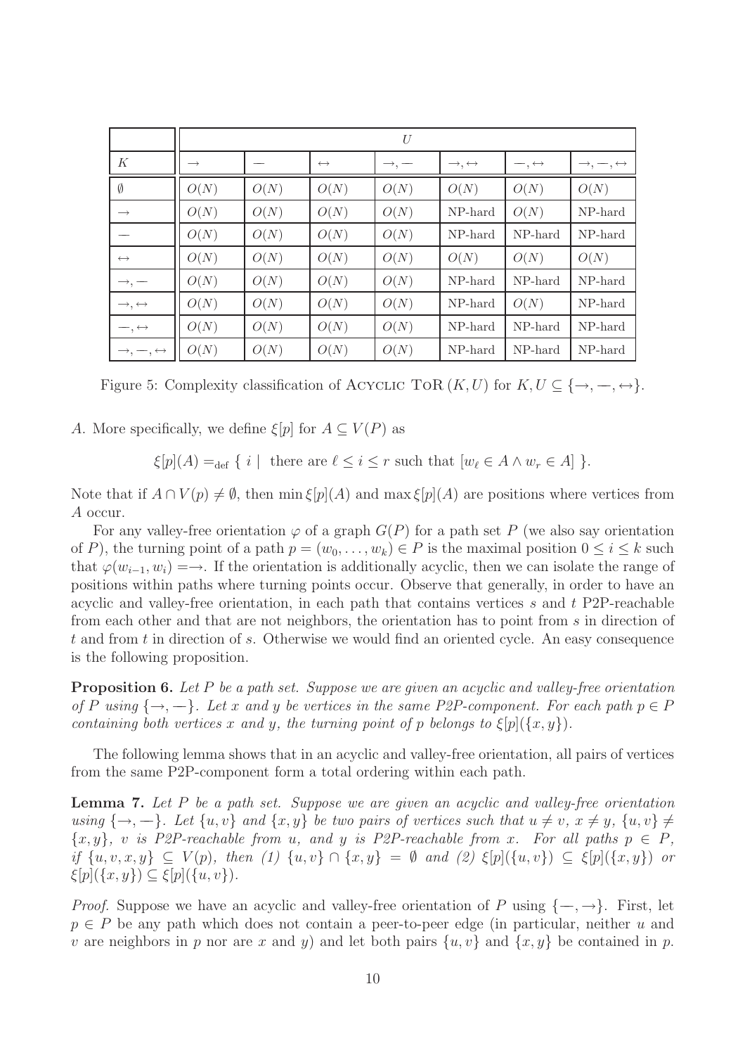| | $U$ | | | | | | |
|---|---|---|---|---|---|---|---|
| $K$ | $\rightarrow$ | $-$ | $\leftrightarrow$ | $\rightarrow, -$ | $\rightarrow, \leftrightarrow$ | $-, \leftrightarrow$ | $\rightarrow, -, \leftrightarrow$ |
| $\emptyset$ | $O(N)$ | $O(N)$ | $O(N)$ | $O(N)$ | $O(N)$ | $O(N)$ | $O(N)$ |
| $\rightarrow$ | $O(N)$ | $O(N)$ | $O(N)$ | $O(N)$ | NP-hard | $O(N)$ | NP-hard |
| $-$ | $O(N)$ | $O(N)$ | $O(N)$ | $O(N)$ | NP-hard | NP-hard | NP-hard |
| $\leftrightarrow$ | $O(N)$ | $O(N)$ | $O(N)$ | $O(N)$ | $O(N)$ | $O(N)$ | $O(N)$ |
| $\rightarrow, -$ | $O(N)$ | $O(N)$ | $O(N)$ | $O(N)$ | NP-hard | NP-hard | NP-hard |
| $\rightarrow, \leftrightarrow$ | $O(N)$ | $O(N)$ | $O(N)$ | $O(N)$ | NP-hard | $O(N)$ | NP-hard |
| $-, \leftrightarrow$ | $O(N)$ | $O(N)$ | $O(N)$ | $O(N)$ | NP-hard | NP-hard | NP-hard |
| $\rightarrow, -, \leftrightarrow$ | $O(N)$ | $O(N)$ | $O(N)$ | $O(N)$ | NP-hard | NP-hard | NP-hard |

Figure 5: Complexity classification of Acyclic ToR $(K, U)$ for $K, U \subseteq \{\rightarrow, -, \leftrightarrow\}$.

$A$. More specifically, we define $\xi[p]$ for $A \subseteq V(P)$ as

$$\xi[p](A) =_{\text{def}} \{\ i \mid \text{ there are } \ell \leq i \leq r \text{ such that } [w_\ell \in A \wedge w_r \in A]\ \}.$$

Note that if $A \cap V(p) \neq \emptyset$, then $\min \xi[p](A)$ and $\max \xi[p](A)$ are positions where vertices from $A$ occur.

For any valley-free orientation $\varphi$ of a graph $G(P)$ for a path set $P$ (we also say orientation of $P$), the turning point of a path $p = (w_0, \ldots, w_k) \in P$ is the maximal position $0 \leq i \leq k$ such that $\varphi(w_{i-1}, w_i) = \rightarrow$. If the orientation is additionally acyclic, then we can isolate the range of positions within paths where turning points occur. Observe that generally, in order to have an acyclic and valley-free orientation, in each path that contains vertices $s$ and $t$ P2P-reachable from each other and that are not neighbors, the orientation has to point from $s$ in direction of $t$ and from $t$ in direction of $s$. Otherwise we would find an oriented cycle. An easy consequence is the following proposition.

**Proposition 6.** *Let $P$ be a path set. Suppose we are given an acyclic and valley-free orientation of $P$ using $\{\rightarrow, -\}$. Let $x$ and $y$ be vertices in the same P2P-component. For each path $p \in P$ containing both vertices $x$ and $y$, the turning point of $p$ belongs to $\xi[p](\{x, y\})$.*

The following lemma shows that in an acyclic and valley-free orientation, all pairs of vertices from the same P2P-component form a total ordering within each path.

**Lemma 7.** *Let $P$ be a path set. Suppose we are given an acyclic and valley-free orientation using $\{\rightarrow, -\}$. Let $\{u, v\}$ and $\{x, y\}$ be two pairs of vertices such that $u \neq v$, $x \neq y$, $\{u, v\} \neq \{x, y\}$, $v$ is P2P-reachable from $u$, and $y$ is P2P-reachable from $x$. For all paths $p \in P$, if $\{u, v, x, y\} \subseteq V(p)$, then (1) $\{u, v\} \cap \{x, y\} = \emptyset$ and (2) $\xi[p](\{u, v\}) \subseteq \xi[p](\{x, y\})$ or $\xi[p](\{x, y\}) \subseteq \xi[p](\{u, v\})$.*

*Proof.* Suppose we have an acyclic and valley-free orientation of $P$ using $\{-, \rightarrow\}$. First, let $p \in P$ be any path which does not contain a peer-to-peer edge (in particular, neither $u$ and $v$ are neighbors in $p$ nor are $x$ and $y$) and let both pairs $\{u, v\}$ and $\{x, y\}$ be contained in $p$.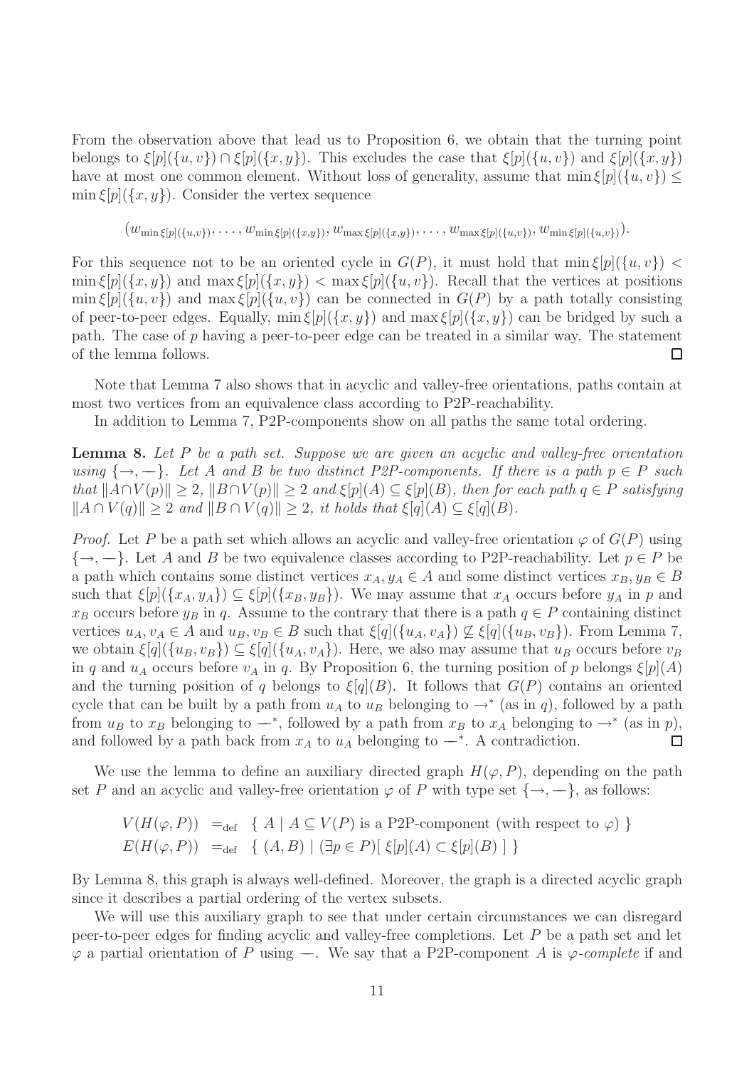From the observation above that lead us to Proposition 6, we obtain that the turning point belongs to $\xi[p](\{u,v\}) \cap \xi[p](\{x,y\})$. This excludes the case that $\xi[p](\{u,v\})$ and $\xi[p](\{x,y\})$ have at most one common element. Without loss of generality, assume that $\min \xi[p](\{u,v\}) \leq \min \xi[p](\{x,y\})$. Consider the vertex sequence

$$(w_{\min \xi[p](\{u,v\})}, \ldots, w_{\min \xi[p](\{x,y\})}, w_{\max \xi[p](\{x,y\})}, \ldots, w_{\max \xi[p](\{u,v\})}, w_{\min \xi[p](\{u,v\})}).$$

For this sequence not to be an oriented cycle in $G(P)$, it must hold that $\min \xi[p](\{u,v\}) < \min \xi[p](\{x,y\})$ and $\max \xi[p](\{x,y\}) < \max \xi[p](\{u,v\})$. Recall that the vertices at positions $\min \xi[p](\{u,v\})$ and $\max \xi[p](\{u,v\})$ can be connected in $G(P)$ by a path totally consisting of peer-to-peer edges. Equally, $\min \xi[p](\{x,y\})$ and $\max \xi[p](\{x,y\})$ can be bridged by such a path. The case of $p$ having a peer-to-peer edge can be treated in a similar way. The statement of the lemma follows. $\square$

Note that Lemma 7 also shows that in acyclic and valley-free orientations, paths contain at most two vertices from an equivalence class according to P2P-reachability.

In addition to Lemma 7, P2P-components show on all paths the same total ordering.

**Lemma 8.** *Let $P$ be a path set. Suppose we are given an acyclic and valley-free orientation using $\{\rightarrow, -\}$. Let $A$ and $B$ be two distinct P2P-components. If there is a path $p \in P$ such that $\|A \cap V(p)\| \geq 2$, $\|B \cap V(p)\| \geq 2$ and $\xi[p](A) \subseteq \xi[p](B)$, then for each path $q \in P$ satisfying $\|A \cap V(q)\| \geq 2$ and $\|B \cap V(q)\| \geq 2$, it holds that $\xi[q](A) \subseteq \xi[q](B)$.*

*Proof.* Let $P$ be a path set which allows an acyclic and valley-free orientation $\varphi$ of $G(P)$ using $\{\rightarrow, -\}$. Let $A$ and $B$ be two equivalence classes according to P2P-reachability. Let $p \in P$ be a path which contains some distinct vertices $x_A, y_A \in A$ and some distinct vertices $x_B, y_B \in B$ such that $\xi[p](\{x_A, y_A\}) \subseteq \xi[p](\{x_B, y_B\})$. We may assume that $x_A$ occurs before $y_A$ in $p$ and $x_B$ occurs before $y_B$ in $q$. Assume to the contrary that there is a path $q \in P$ containing distinct vertices $u_A, v_A \in A$ and $u_B, v_B \in B$ such that $\xi[q](\{u_A, v_A\}) \not\subseteq \xi[q](\{u_B, v_B\})$. From Lemma 7, we obtain $\xi[q](\{u_B, v_B\}) \subseteq \xi[q](\{u_A, v_A\})$. Here, we also may assume that $u_B$ occurs before $v_B$ in $q$ and $u_A$ occurs before $v_A$ in $q$. By Proposition 6, the turning position of $p$ belongs $\xi[p](A)$ and the turning position of $q$ belongs to $\xi[q](B)$. It follows that $G(P)$ contains an oriented cycle that can be built by a path from $u_A$ to $u_B$ belonging to $\rightarrow^*$ (as in $q$), followed by a path from $u_B$ to $x_B$ belonging to $-^*$, followed by a path from $x_B$ to $x_A$ belonging to $\rightarrow^*$ (as in $p$), and followed by a path back from $x_A$ to $u_A$ belonging to $-^*$. A contradiction. $\square$

We use the lemma to define an auxiliary directed graph $H(\varphi, P)$, depending on the path set $P$ and an acyclic and valley-free orientation $\varphi$ of $P$ with type set $\{\rightarrow, -\}$, as follows:

$$\begin{aligned}
V(H(\varphi, P)) &=_{\text{def}} \{ A \mid A \subseteq V(P) \text{ is a P2P-component (with respect to } \varphi) \} \\
E(H(\varphi, P)) &=_{\text{def}} \{ (A, B) \mid (\exists p \in P)[\, \xi[p](A) \subset \xi[p](B) \,] \}
\end{aligned}$$

By Lemma 8, this graph is always well-defined. Moreover, the graph is a directed acyclic graph since it describes a partial ordering of the vertex subsets.

We will use this auxiliary graph to see that under certain circumstances we can disregard peer-to-peer edges for finding acyclic and valley-free completions. Let $P$ be a path set and let $\varphi$ a partial orientation of $P$ using $-$. We say that a P2P-component $A$ is *$\varphi$-complete* if and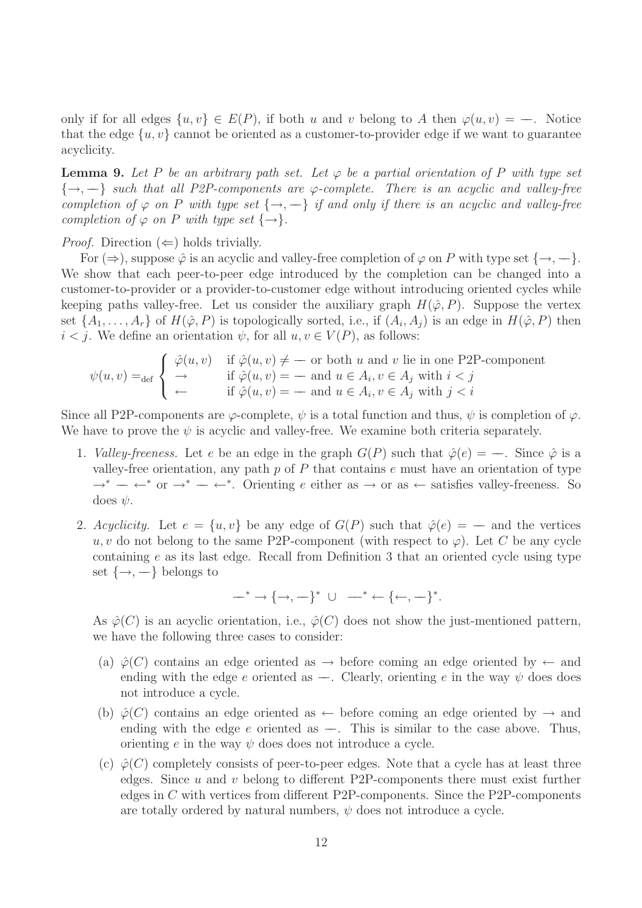only if for all edges $\{u, v\} \in E(P)$, if both $u$ and $v$ belong to $A$ then $\varphi(u, v) = —$. Notice that the edge $\{u, v\}$ cannot be oriented as a customer-to-provider edge if we want to guarantee acyclicity.

**Lemma 9.** *Let $P$ be an arbitrary path set. Let $\varphi$ be a partial orientation of $P$ with type set $\{\rightarrow, —\}$ such that all P2P-components are $\varphi$-complete. There is an acyclic and valley-free completion of $\varphi$ on $P$ with type set $\{\rightarrow, —\}$ if and only if there is an acyclic and valley-free completion of $\varphi$ on $P$ with type set $\{\rightarrow\}$.*

*Proof.* Direction $(\Leftarrow)$ holds trivially.

For $(\Rightarrow)$, suppose $\hat{\varphi}$ is an acyclic and valley-free completion of $\varphi$ on $P$ with type set $\{\rightarrow, —\}$. We show that each peer-to-peer edge introduced by the completion can be changed into a customer-to-provider or a provider-to-customer edge without introducing oriented cycles while keeping paths valley-free. Let us consider the auxiliary graph $H(\hat{\varphi}, P)$. Suppose the vertex set $\{A_1, \ldots, A_r\}$ of $H(\hat{\varphi}, P)$ is topologically sorted, i.e., if $(A_i, A_j)$ is an edge in $H(\hat{\varphi}, P)$ then $i < j$. We define an orientation $\psi$, for all $u, v \in V(P)$, as follows:

$$\psi(u, v) =_{\text{def}} \begin{cases} \hat{\varphi}(u, v) & \text{if } \hat{\varphi}(u, v) \neq — \text{ or both } u \text{ and } v \text{ lie in one P2P-component} \\ \rightarrow & \text{if } \hat{\varphi}(u, v) = — \text{ and } u \in A_i, v \in A_j \text{ with } i < j \\ \leftarrow & \text{if } \hat{\varphi}(u, v) = — \text{ and } u \in A_i, v \in A_j \text{ with } j < i \end{cases}$$

Since all P2P-components are $\varphi$-complete, $\psi$ is a total function and thus, $\psi$ is completion of $\varphi$. We have to prove the $\psi$ is acyclic and valley-free. We examine both criteria separately.

1. *Valley-freeness.* Let $e$ be an edge in the graph $G(P)$ such that $\hat{\varphi}(e) = —$. Since $\hat{\varphi}$ is a valley-free orientation, any path $p$ of $P$ that contains $e$ must have an orientation of type $\rightarrow^* — \leftarrow^*$ or $\rightarrow^* — \leftarrow^*$. Orienting $e$ either as $\rightarrow$ or as $\leftarrow$ satisfies valley-freeness. So does $\psi$.

2. *Acyclicity.* Let $e = \{u, v\}$ be any edge of $G(P)$ such that $\hat{\varphi}(e) = —$ and the vertices $u, v$ do not belong to the same P2P-component (with respect to $\varphi$). Let $C$ be any cycle containing $e$ as its last edge. Recall from Definition 3 that an oriented cycle using type set $\{\rightarrow, —\}$ belongs to

$$—^* \rightarrow \{\rightarrow, —\}^* \ \cup \ —^* \leftarrow \{\leftarrow, —\}^*.$$

As $\hat{\varphi}(C)$ is an acyclic orientation, i.e., $\hat{\varphi}(C)$ does not show the just-mentioned pattern, we have the following three cases to consider:

   (a) $\hat{\varphi}(C)$ contains an edge oriented as $\rightarrow$ before coming an edge oriented by $\leftarrow$ and ending with the edge $e$ oriented as $—$. Clearly, orienting $e$ in the way $\psi$ does does not introduce a cycle.

   (b) $\hat{\varphi}(C)$ contains an edge oriented as $\leftarrow$ before coming an edge oriented by $\rightarrow$ and ending with the edge $e$ oriented as $—$. This is similar to the case above. Thus, orienting $e$ in the way $\psi$ does does not introduce a cycle.

   (c) $\hat{\varphi}(C)$ completely consists of peer-to-peer edges. Note that a cycle has at least three edges. Since $u$ and $v$ belong to different P2P-components there must exist further edges in $C$ with vertices from different P2P-components. Since the P2P-components are totally ordered by natural numbers, $\psi$ does not introduce a cycle.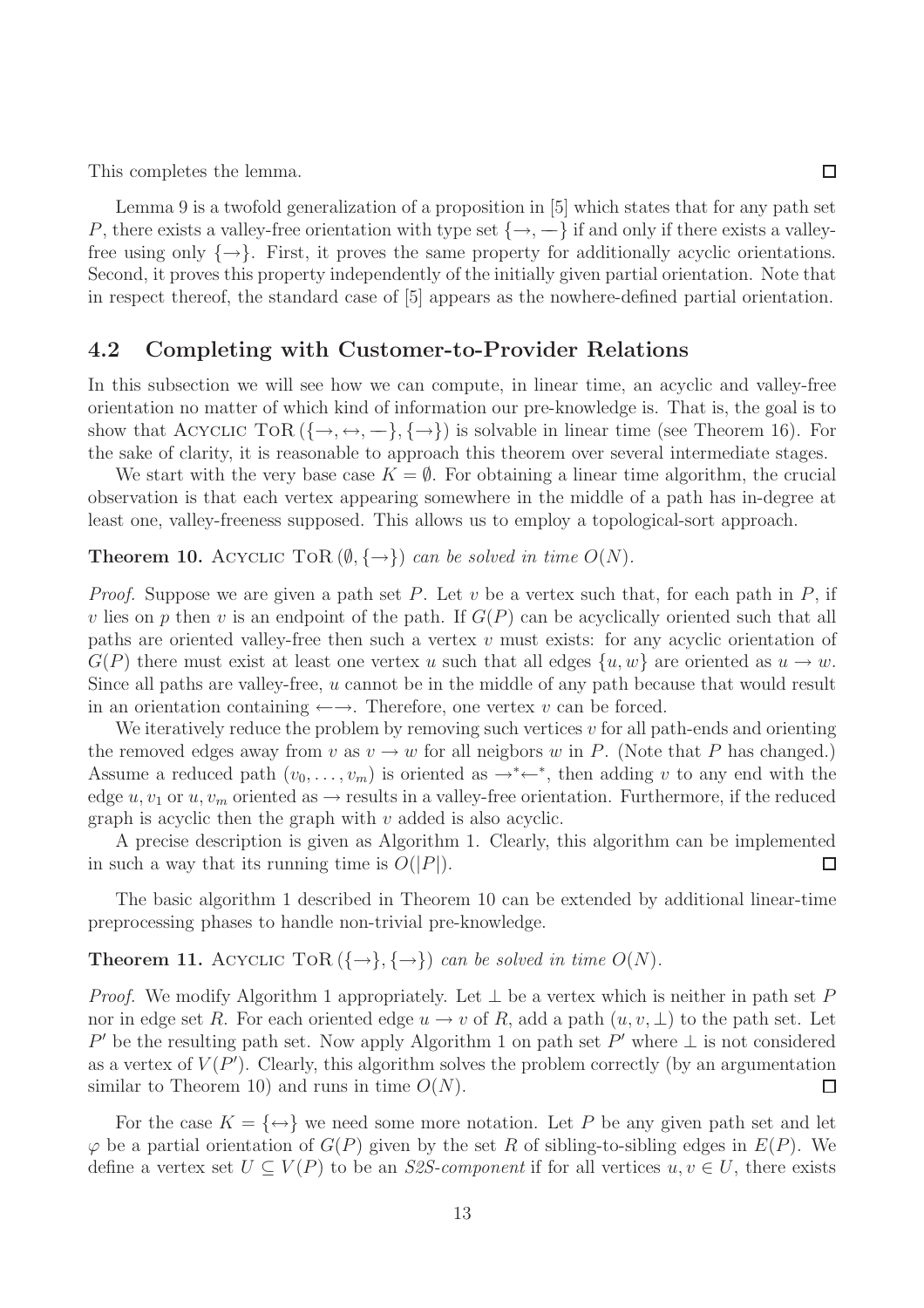This completes the lemma. $\square$

Lemma 9 is a twofold generalization of a proposition in [5] which states that for any path set $P$, there exists a valley-free orientation with type set $\{\rightarrow, -\}$ if and only if there exists a valley-free using only $\{\rightarrow\}$. First, it proves the same property for additionally acyclic orientations. Second, it proves this property independently of the initially given partial orientation. Note that in respect thereof, the standard case of [5] appears as the nowhere-defined partial orientation.

## 4.2 Completing with Customer-to-Provider Relations

In this subsection we will see how we can compute, in linear time, an acyclic and valley-free orientation no matter of which kind of information our pre-knowledge is. That is, the goal is to show that ACYCLIC TOR $(\{\rightarrow, \leftrightarrow, -\}, \{\rightarrow\})$ is solvable in linear time (see Theorem 16). For the sake of clarity, it is reasonable to approach this theorem over several intermediate stages.

We start with the very base case $K = \emptyset$. For obtaining a linear time algorithm, the crucial observation is that each vertex appearing somewhere in the middle of a path has in-degree at least one, valley-freeness supposed. This allows us to employ a topological-sort approach.

**Theorem 10.** *ACYCLIC TOR $(\emptyset, \{\rightarrow\})$ can be solved in time $O(N)$.*

*Proof.* Suppose we are given a path set $P$. Let $v$ be a vertex such that, for each path in $P$, if $v$ lies on $p$ then $v$ is an endpoint of the path. If $G(P)$ can be acyclically oriented such that all paths are oriented valley-free then such a vertex $v$ must exists: for any acyclic orientation of $G(P)$ there must exist at least one vertex $u$ such that all edges $\{u, w\}$ are oriented as $u \rightarrow w$. Since all paths are valley-free, $u$ cannot be in the middle of any path because that would result in an orientation containing $\leftarrow\rightarrow$. Therefore, one vertex $v$ can be forced.

We iteratively reduce the problem by removing such vertices $v$ for all path-ends and orienting the removed edges away from $v$ as $v \rightarrow w$ for all neigbors $w$ in $P$. (Note that $P$ has changed.) Assume a reduced path $(v_0, \ldots, v_m)$ is oriented as $\rightarrow^* \leftarrow^*$, then adding $v$ to any end with the edge $u, v_1$ or $u, v_m$ oriented as $\rightarrow$ results in a valley-free orientation. Furthermore, if the reduced graph is acyclic then the graph with $v$ added is also acyclic.

A precise description is given as Algorithm 1. Clearly, this algorithm can be implemented in such a way that its running time is $O(|P|)$. $\square$

The basic algorithm 1 described in Theorem 10 can be extended by additional linear-time preprocessing phases to handle non-trivial pre-knowledge.

**Theorem 11.** *ACYCLIC TOR $(\{\rightarrow\}, \{\rightarrow\})$ can be solved in time $O(N)$.*

*Proof.* We modify Algorithm 1 appropriately. Let $\perp$ be a vertex which is neither in path set $P$ nor in edge set $R$. For each oriented edge $u \rightarrow v$ of $R$, add a path $(u, v, \perp)$ to the path set. Let $P'$ be the resulting path set. Now apply Algorithm 1 on path set $P'$ where $\perp$ is not considered as a vertex of $V(P')$. Clearly, this algorithm solves the problem correctly (by an argumentation similar to Theorem 10) and runs in time $O(N)$. $\square$

For the case $K = \{\leftrightarrow\}$ we need some more notation. Let $P$ be any given path set and let $\varphi$ be a partial orientation of $G(P)$ given by the set $R$ of sibling-to-sibling edges in $E(P)$. We define a vertex set $U \subseteq V(P)$ to be an *S2S-component* if for all vertices $u, v \in U$, there exists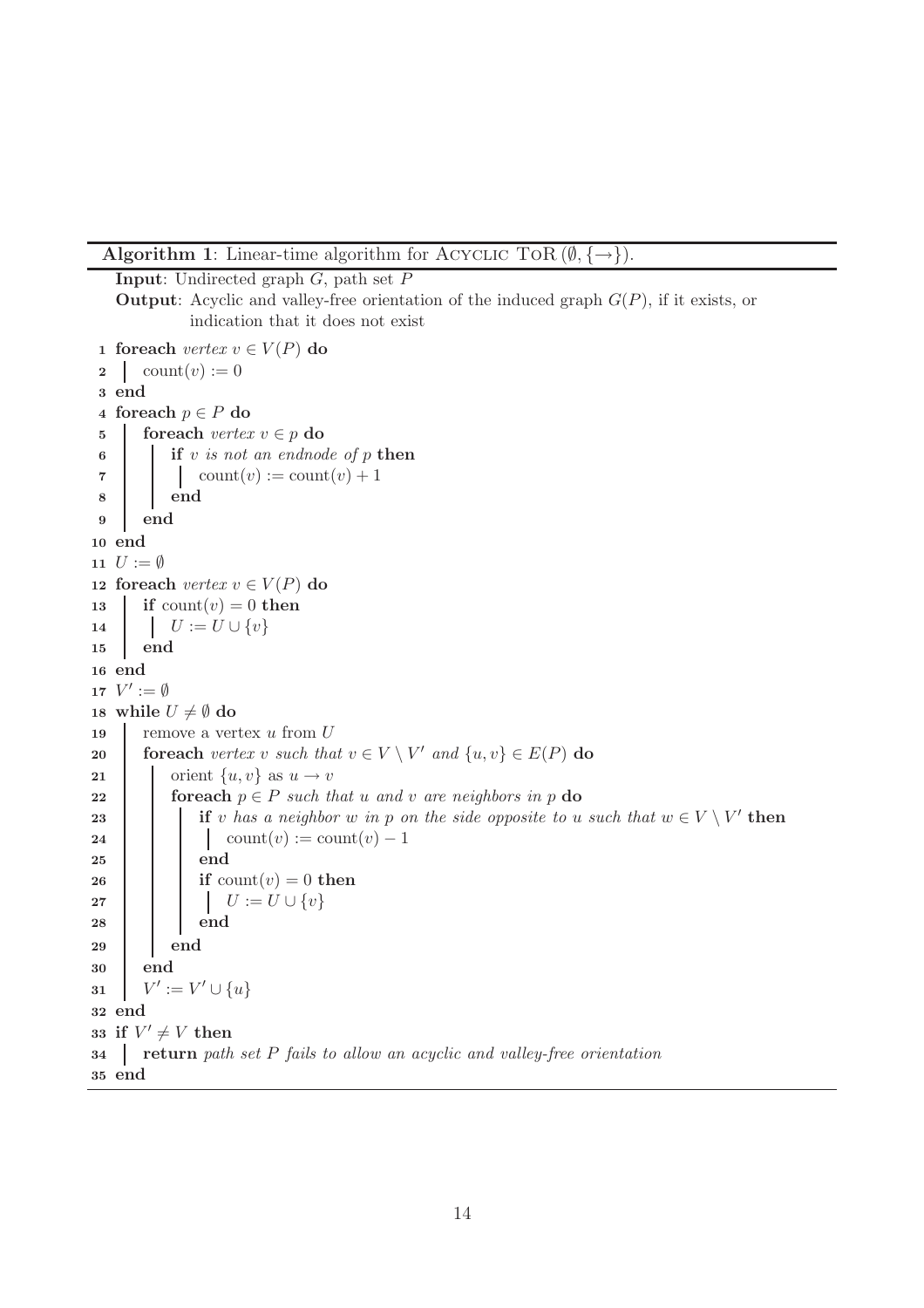**Algorithm 1**: Linear-time algorithm for Acyclic ToR $(\emptyset, \{\rightarrow\})$.

**Input**: Undirected graph $G$, path set $P$

**Output**: Acyclic and valley-free orientation of the induced graph $G(P)$, if it exists, or indication that it does not exist

```
1  foreach vertex v ∈ V(P) do
2  |   count(v) := 0
3  end
4  foreach p ∈ P do
5  |   foreach vertex v ∈ p do
6  |   |   if v is not an endnode of p then
7  |   |   |   count(v) := count(v) + 1
8  |   |   end
9  |   end
10 end
11 U := ∅
12 foreach vertex v ∈ V(P) do
13 |   if count(v) = 0 then
14 |   |   U := U ∪ {v}
15 |   end
16 end
17 V' := ∅
18 while U ≠ ∅ do
19 |   remove a vertex u from U
20 |   foreach vertex v such that v ∈ V \ V' and {u, v} ∈ E(P) do
21 |   |   orient {u, v} as u → v
22 |   |   foreach p ∈ P such that u and v are neighbors in p do
23 |   |   |   if v has a neighbor w in p on the side opposite to u such that w ∈ V \ V' then
24 |   |   |   |   count(v) := count(v) − 1
25 |   |   |   end
26 |   |   |   if count(v) = 0 then
27 |   |   |   |   U := U ∪ {v}
28 |   |   |   end
29 |   |   end
30 |   end
31 |   V' := V' ∪ {u}
32 end
33 if V' ≠ V then
34 |   return path set P fails to allow an acyclic and valley-free orientation
35 end
```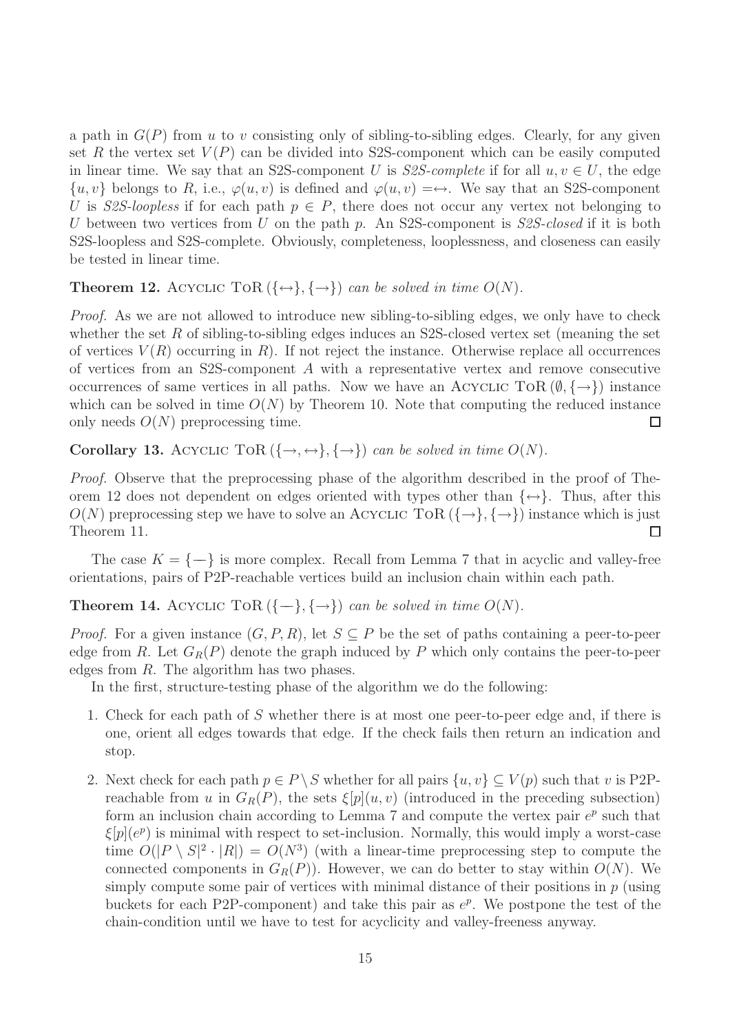a path in $G(P)$ from $u$ to $v$ consisting only of sibling-to-sibling edges. Clearly, for any given set $R$ the vertex set $V(P)$ can be divided into S2S-component which can be easily computed in linear time. We say that an S2S-component $U$ is *S2S-complete* if for all $u, v \in U$, the edge $\{u, v\}$ belongs to $R$, i.e., $\varphi(u, v)$ is defined and $\varphi(u, v) = \leftrightarrow$. We say that an S2S-component $U$ is *S2S-loopless* if for each path $p \in P$, there does not occur any vertex not belonging to $U$ between two vertices from $U$ on the path $p$. An S2S-component is *S2S-closed* if it is both S2S-loopless and S2S-complete. Obviously, completeness, looplessness, and closeness can easily be tested in linear time.

**Theorem 12.** Acyclic ToR $(\{\leftrightarrow\}, \{\rightarrow\})$ *can be solved in time* $O(N)$.

*Proof.* As we are not allowed to introduce new sibling-to-sibling edges, we only have to check whether the set $R$ of sibling-to-sibling edges induces an S2S-closed vertex set (meaning the set of vertices $V(R)$ occurring in $R$). If not reject the instance. Otherwise replace all occurrences of vertices from an S2S-component $A$ with a representative vertex and remove consecutive occurrences of same vertices in all paths. Now we have an Acyclic ToR $(\emptyset, \{\rightarrow\})$ instance which can be solved in time $O(N)$ by Theorem 10. Note that computing the reduced instance only needs $O(N)$ preprocessing time. □

**Corollary 13.** Acyclic ToR $(\{\rightarrow, \leftrightarrow\}, \{\rightarrow\})$ *can be solved in time* $O(N)$.

*Proof.* Observe that the preprocessing phase of the algorithm described in the proof of Theorem 12 does not dependent on edges oriented with types other than $\{\leftrightarrow\}$. Thus, after this $O(N)$ preprocessing step we have to solve an Acyclic ToR $(\{\rightarrow\}, \{\rightarrow\})$ instance which is just Theorem 11. □

The case $K = \{-\}$ is more complex. Recall from Lemma 7 that in acyclic and valley-free orientations, pairs of P2P-reachable vertices build an inclusion chain within each path.

**Theorem 14.** Acyclic ToR $(\{-\}, \{\rightarrow\})$ *can be solved in time* $O(N)$.

*Proof.* For a given instance $(G, P, R)$, let $S \subseteq P$ be the set of paths containing a peer-to-peer edge from $R$. Let $G_R(P)$ denote the graph induced by $P$ which only contains the peer-to-peer edges from $R$. The algorithm has two phases.

In the first, structure-testing phase of the algorithm we do the following:

1. Check for each path of $S$ whether there is at most one peer-to-peer edge and, if there is one, orient all edges towards that edge. If the check fails then return an indication and stop.
2. Next check for each path $p \in P \setminus S$ whether for all pairs $\{u, v\} \subseteq V(p)$ such that $v$ is P2P-reachable from $u$ in $G_R(P)$, the sets $\xi[p](u, v)$ (introduced in the preceding subsection) form an inclusion chain according to Lemma 7 and compute the vertex pair $e^p$ such that $\xi[p](e^p)$ is minimal with respect to set-inclusion. Normally, this would imply a worst-case time $O(|P \setminus S|^2 \cdot |R|) = O(N^3)$ (with a linear-time preprocessing step to compute the connected components in $G_R(P)$). However, we can do better to stay within $O(N)$. We simply compute some pair of vertices with minimal distance of their positions in $p$ (using buckets for each P2P-component) and take this pair as $e^p$. We postpone the test of the chain-condition until we have to test for acyclicity and valley-freeness anyway.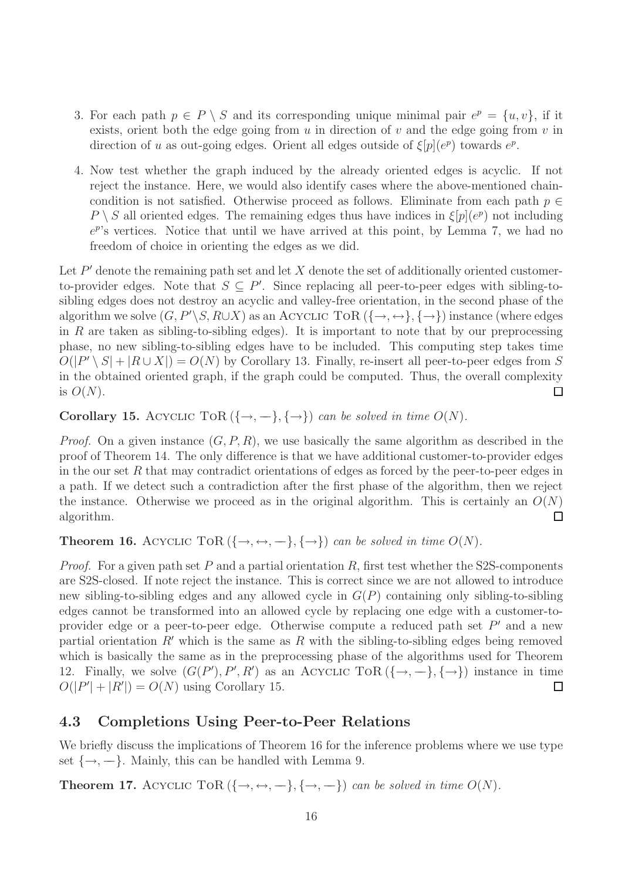3. For each path $p \in P \setminus S$ and its corresponding unique minimal pair $e^p = \{u, v\}$, if it exists, orient both the edge going from $u$ in direction of $v$ and the edge going from $v$ in direction of $u$ as out-going edges. Orient all edges outside of $\xi[p](e^p)$ towards $e^p$.

4. Now test whether the graph induced by the already oriented edges is acyclic. If not reject the instance. Here, we would also identify cases where the above-mentioned chain-condition is not satisfied. Otherwise proceed as follows. Eliminate from each path $p \in P \setminus S$ all oriented edges. The remaining edges thus have indices in $\xi[p](e^p)$ not including $e^p$'s vertices. Notice that until we have arrived at this point, by Lemma 7, we had no freedom of choice in orienting the edges as we did.

Let $P'$ denote the remaining path set and let $X$ denote the set of additionally oriented customer-to-provider edges. Note that $S \subseteq P'$. Since replacing all peer-to-peer edges with sibling-to-sibling edges does not destroy an acyclic and valley-free orientation, in the second phase of the algorithm we solve $(G, P' \setminus S, R \cup X)$ as an Acyclic ToR $(\{\rightarrow, \leftrightarrow\}, \{\rightarrow\})$ instance (where edges in $R$ are taken as sibling-to-sibling edges). It is important to note that by our preprocessing phase, no new sibling-to-sibling edges have to be included. This computing step takes time $O(|P' \setminus S| + |R \cup X|) = O(N)$ by Corollary 13. Finally, re-insert all peer-to-peer edges from $S$ in the obtained oriented graph, if the graph could be computed. Thus, the overall complexity is $O(N)$. □

**Corollary 15.** Acyclic ToR $(\{\rightarrow, -\}, \{\rightarrow\})$ *can be solved in time* $O(N)$.

*Proof.* On a given instance $(G, P, R)$, we use basically the same algorithm as described in the proof of Theorem 14. The only difference is that we have additional customer-to-provider edges in the our set $R$ that may contradict orientations of edges as forced by the peer-to-peer edges in a path. If we detect such a contradiction after the first phase of the algorithm, then we reject the instance. Otherwise we proceed as in the original algorithm. This is certainly an $O(N)$ algorithm. □

**Theorem 16.** Acyclic ToR $(\{\rightarrow, \leftrightarrow, -\}, \{\rightarrow\})$ *can be solved in time* $O(N)$.

*Proof.* For a given path set $P$ and a partial orientation $R$, first test whether the S2S-components are S2S-closed. If note reject the instance. This is correct since we are not allowed to introduce new sibling-to-sibling edges and any allowed cycle in $G(P)$ containing only sibling-to-sibling edges cannot be transformed into an allowed cycle by replacing one edge with a customer-to-provider edge or a peer-to-peer edge. Otherwise compute a reduced path set $P'$ and a new partial orientation $R'$ which is the same as $R$ with the sibling-to-sibling edges being removed which is basically the same as in the preprocessing phase of the algorithms used for Theorem 12. Finally, we solve $(G(P'), P', R')$ as an Acyclic ToR $(\{\rightarrow, -\}, \{\rightarrow\})$ instance in time $O(|P'| + |R'|) = O(N)$ using Corollary 15. □

### 4.3 Completions Using Peer-to-Peer Relations

We briefly discuss the implications of Theorem 16 for the inference problems where we use type set $\{\rightarrow, -\}$. Mainly, this can be handled with Lemma 9.

**Theorem 17.** Acyclic ToR $(\{\rightarrow, \leftrightarrow, -\}, \{\rightarrow, -\})$ *can be solved in time* $O(N)$.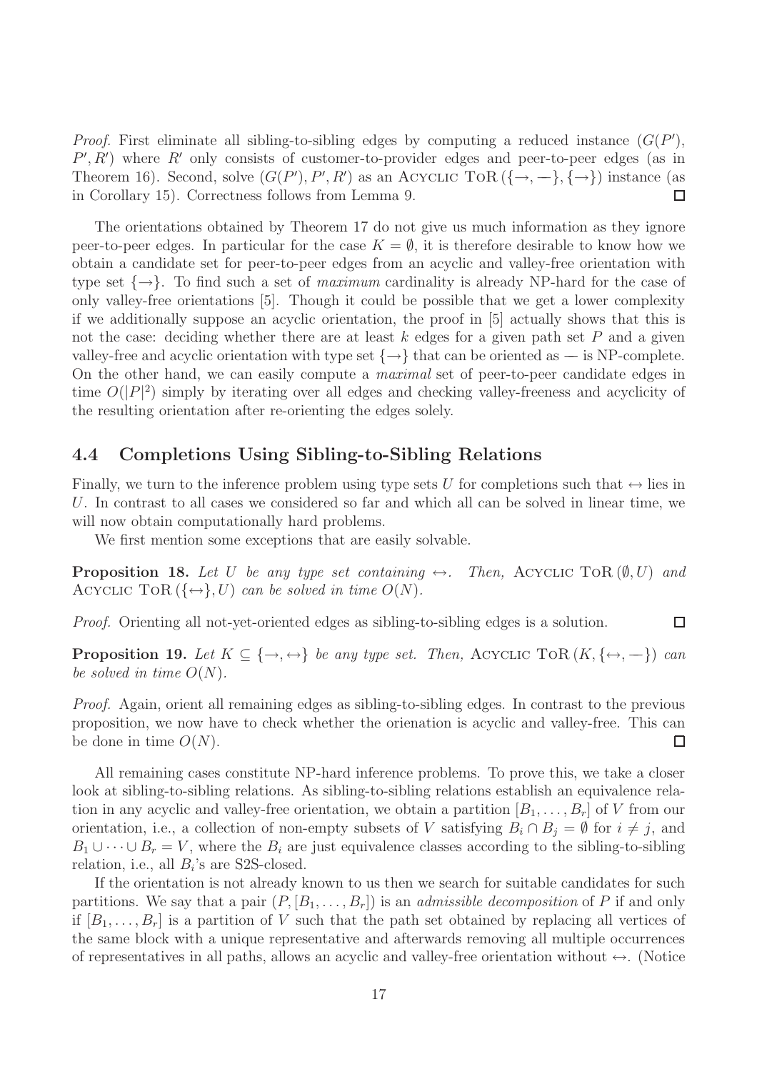*Proof.* First eliminate all sibling-to-sibling edges by computing a reduced instance ($G(P')$, $P', R'$) where $R'$ only consists of customer-to-provider edges and peer-to-peer edges (as in Theorem 16). Second, solve $(G(P'), P', R')$ as an Acyclic ToR $(\{\rightarrow, -\}, \{\rightarrow\})$ instance (as in Corollary 15). Correctness follows from Lemma 9. ◻

The orientations obtained by Theorem 17 do not give us much information as they ignore peer-to-peer edges. In particular for the case $K = \emptyset$, it is therefore desirable to know how we obtain a candidate set for peer-to-peer edges from an acyclic and valley-free orientation with type set $\{\rightarrow\}$. To find such a set of *maximum* cardinality is already NP-hard for the case of only valley-free orientations [5]. Though it could be possible that we get a lower complexity if we additionally suppose an acyclic orientation, the proof in [5] actually shows that this is not the case: deciding whether there are at least $k$ edges for a given path set $P$ and a given valley-free and acyclic orientation with type set $\{\rightarrow\}$ that can be oriented as — is NP-complete. On the other hand, we can easily compute a *maximal* set of peer-to-peer candidate edges in time $O(|P|^2)$ simply by iterating over all edges and checking valley-freeness and acyclicity of the resulting orientation after re-orienting the edges solely.

## 4.4 Completions Using Sibling-to-Sibling Relations

Finally, we turn to the inference problem using type sets $U$ for completions such that $\leftrightarrow$ lies in $U$. In contrast to all cases we considered so far and which all can be solved in linear time, we will now obtain computationally hard problems.

We first mention some exceptions that are easily solvable.

**Proposition 18.** *Let $U$ be any type set containing $\leftrightarrow$. Then,* Acyclic ToR $(\emptyset, U)$ *and* Acyclic ToR $(\{\leftrightarrow\}, U)$ *can be solved in time $O(N)$.*

*Proof.* Orienting all not-yet-oriented edges as sibling-to-sibling edges is a solution. ◻

**Proposition 19.** *Let $K \subseteq \{\rightarrow, \leftrightarrow\}$ be any type set. Then,* Acyclic ToR $(K, \{\leftrightarrow, -\})$ *can be solved in time $O(N)$.*

*Proof.* Again, orient all remaining edges as sibling-to-sibling edges. In contrast to the previous proposition, we now have to check whether the orienation is acyclic and valley-free. This can be done in time $O(N)$. ◻

All remaining cases constitute NP-hard inference problems. To prove this, we take a closer look at sibling-to-sibling relations. As sibling-to-sibling relations establish an equivalence relation in any acyclic and valley-free orientation, we obtain a partition $[B_1, \ldots, B_r]$ of $V$ from our orientation, i.e., a collection of non-empty subsets of $V$ satisfying $B_i \cap B_j = \emptyset$ for $i \neq j$, and $B_1 \cup \cdots \cup B_r = V$, where the $B_i$ are just equivalence classes according to the sibling-to-sibling relation, i.e., all $B_i$'s are S2S-closed.

If the orientation is not already known to us then we search for suitable candidates for such partitions. We say that a pair $(P, [B_1, \ldots, B_r])$ is an *admissible decomposition* of $P$ if and only if $[B_1, \ldots, B_r]$ is a partition of $V$ such that the path set obtained by replacing all vertices of the same block with a unique representative and afterwards removing all multiple occurrences of representatives in all paths, allows an acyclic and valley-free orientation without $\leftrightarrow$. (Notice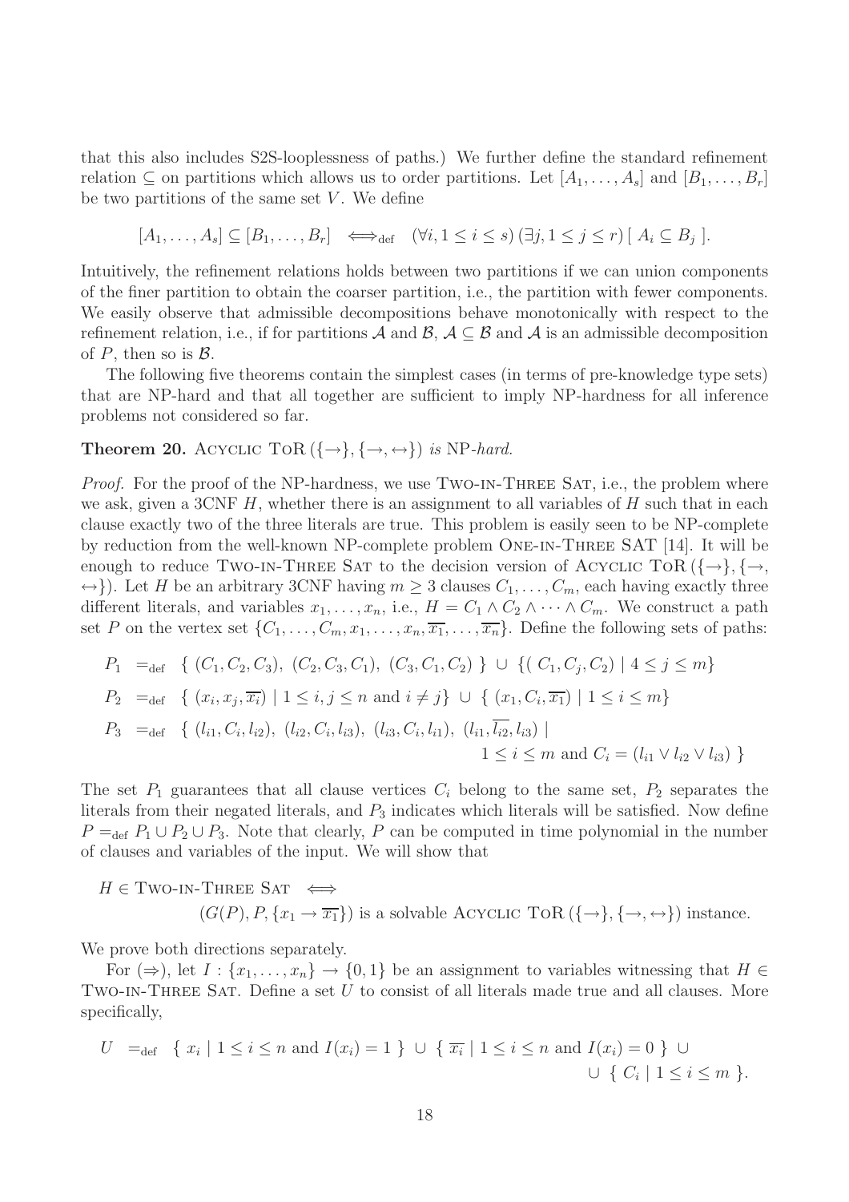that this also includes S2S-looplessness of paths.) We further define the standard refinement relation $\subseteq$ on partitions which allows us to order partitions. Let $[A_1, \dots, A_s]$ and $[B_1, \dots, B_r]$ be two partitions of the same set $V$. We define

$$[A_1, \dots, A_s] \subseteq [B_1, \dots, B_r] \iff_{\text{def}} (\forall i, 1 \leq i \leq s)(\exists j, 1 \leq j \leq r)[\, A_i \subseteq B_j \,].$$

Intuitively, the refinement relations holds between two partitions if we can union components of the finer partition to obtain the coarser partition, i.e., the partition with fewer components. We easily observe that admissible decompositions behave monotonically with respect to the refinement relation, i.e., if for partitions $\mathcal{A}$ and $\mathcal{B}$, $\mathcal{A} \subseteq \mathcal{B}$ and $\mathcal{A}$ is an admissible decomposition of $P$, then so is $\mathcal{B}$.

The following five theorems contain the simplest cases (in terms of pre-knowledge type sets) that are NP-hard and that all together are sufficient to imply NP-hardness for all inference problems not considered so far.

**Theorem 20.** Acyclic ToR $(\{\rightarrow\}, \{\rightarrow, \leftrightarrow\})$ *is* NP*-hard.*

*Proof.* For the proof of the NP-hardness, we use Two-in-Three Sat, i.e., the problem where we ask, given a 3CNF $H$, whether there is an assignment to all variables of $H$ such that in each clause exactly two of the three literals are true. This problem is easily seen to be NP-complete by reduction from the well-known NP-complete problem One-in-Three SAT [14]. It will be enough to reduce Two-in-Three Sat to the decision version of Acyclic ToR $(\{\rightarrow\}, \{\rightarrow, \leftrightarrow\})$. Let $H$ be an arbitrary 3CNF having $m \geq 3$ clauses $C_1, \dots, C_m$, each having exactly three different literals, and variables $x_1, \dots, x_n$, i.e., $H = C_1 \wedge C_2 \wedge \dots \wedge C_m$. We construct a path set $P$ on the vertex set $\{C_1, \dots, C_m, x_1, \dots, x_n, \overline{x_1}, \dots, \overline{x_n}\}$. Define the following sets of paths:

$$P_1 =_{\text{def}} \{\, (C_1, C_2, C_3),\ (C_2, C_3, C_1),\ (C_3, C_1, C_2) \,\} \cup \{ (\, C_1, C_j, C_2) \mid 4 \leq j \leq m \}$$

$$P_2 =_{\text{def}} \{\, (x_i, x_j, \overline{x_i}) \mid 1 \leq i, j \leq n \text{ and } i \neq j \} \cup \{\, (x_1, C_i, \overline{x_1}) \mid 1 \leq i \leq m \}$$

$$P_3 =_{\text{def}} \{\, (l_{i1}, C_i, l_{i2}),\ (l_{i2}, C_i, l_{i3}),\ (l_{i3}, C_i, l_{i1}),\ (l_{i1}, \overline{l_{i2}}, l_{i3}) \mid 1 \leq i \leq m \text{ and } C_i = (l_{i1} \vee l_{i2} \vee l_{i3}) \,\}$$

The set $P_1$ guarantees that all clause vertices $C_i$ belong to the same set, $P_2$ separates the literals from their negated literals, and $P_3$ indicates which literals will be satisfied. Now define $P =_{\text{def}} P_1 \cup P_2 \cup P_3$. Note that clearly, $P$ can be computed in time polynomial in the number of clauses and variables of the input. We will show that

$$H \in \text{Two-in-Three Sat} \iff (G(P), P, \{x_1 \rightarrow \overline{x_1}\}) \text{ is a solvable Acyclic ToR } (\{\rightarrow\}, \{\rightarrow, \leftrightarrow\}) \text{ instance.}$$

We prove both directions separately.

For $(\Rightarrow)$, let $I : \{x_1, \dots, x_n\} \rightarrow \{0, 1\}$ be an assignment to variables witnessing that $H \in$ Two-in-Three Sat. Define a set $U$ to consist of all literals made true and all clauses. More specifically,

$$U =_{\text{def}} \{\, x_i \mid 1 \leq i \leq n \text{ and } I(x_i) = 1 \,\} \cup \{\, \overline{x_i} \mid 1 \leq i \leq n \text{ and } I(x_i) = 0 \,\} \cup \cup \{\, C_i \mid 1 \leq i \leq m \,\}.$$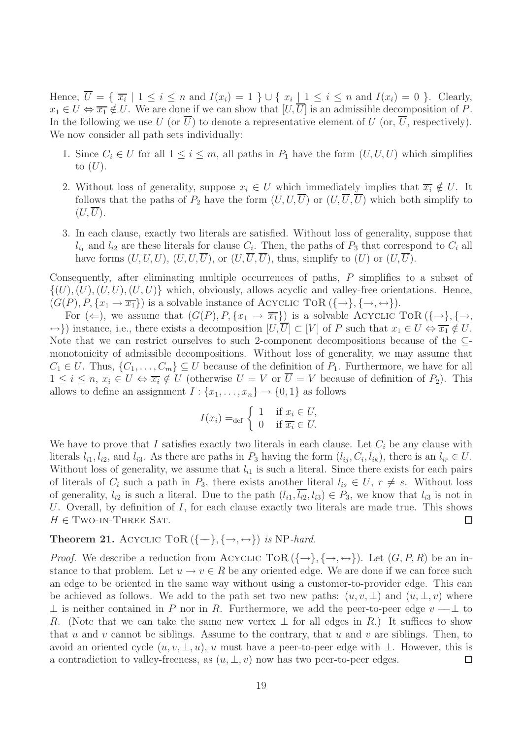Hence, $\overline{U} = \{ \overline{x_i} \mid 1 \leq i \leq n \text{ and } I(x_i) = 1 \} \cup \{ x_i \mid 1 \leq i \leq n \text{ and } I(x_i) = 0 \}$. Clearly, $x_1 \in U \Leftrightarrow \overline{x_1} \notin U$. We are done if we can show that $[U, \overline{U}]$ is an admissible decomposition of $P$. In the following we use $U$ (or $\overline{U}$) to denote a representative element of $U$ (or, $\overline{U}$, respectively). We now consider all path sets individually:

1. Since $C_i \in U$ for all $1 \leq i \leq m$, all paths in $P_1$ have the form $(U, U, U)$ which simplifies to $(U)$.
2. Without loss of generality, suppose $x_i \in U$ which immediately implies that $\overline{x_i} \notin U$. It follows that the paths of $P_2$ have the form $(U, U, \overline{U})$ or $(U, \overline{U}, \overline{U})$ which both simplify to $(U, \overline{U})$.
3. In each clause, exactly two literals are satisfied. Without loss of generality, suppose that $l_{i_1}$ and $l_{i2}$ are these literals for clause $C_i$. Then, the paths of $P_3$ that correspond to $C_i$ all have forms $(U, U, U)$, $(U, U, \overline{U})$, or $(U, \overline{U}, \overline{U})$, thus, simplify to $(U)$ or $(U, \overline{U})$.

Consequently, after eliminating multiple occurrences of paths, $P$ simplifies to a subset of $\{(U), (\overline{U}), (U, \overline{U}), (\overline{U}, U)\}$ which, obviously, allows acyclic and valley-free orientations. Hence, $(G(P), P, \{x_1 \rightarrow \overline{x_1}\})$ is a solvable instance of ACYCLIC TOR $(\{\rightarrow\}, \{\rightarrow, \leftrightarrow\})$.

For $(\Leftarrow)$, we assume that $(G(P), P, \{x_1 \rightarrow \overline{x_1}\})$ is a solvable ACYCLIC TOR $(\{\rightarrow\}, \{\rightarrow, \leftrightarrow\})$ instance, i.e., there exists a decomposition $[U, \overline{U}] \subset [V]$ of $P$ such that $x_1 \in U \Leftrightarrow \overline{x_1} \notin U$. Note that we can restrict ourselves to such 2-component decompositions because of the $\subseteq$-monotonicity of admissible decompositions. Without loss of generality, we may assume that $C_1 \in U$. Thus, $\{C_1, \ldots, C_m\} \subseteq U$ because of the definition of $P_1$. Furthermore, we have for all $1 \leq i \leq n$, $x_i \in U \Leftrightarrow \overline{x_i} \notin U$ (otherwise $U = V$ or $\overline{U} = V$ because of definition of $P_2$). This allows to define an assignment $I : \{x_1, \ldots, x_n\} \rightarrow \{0, 1\}$ as follows

$$I(x_i) =_{\text{def}} \begin{cases} 1 & \text{if } x_i \in U, \\ 0 & \text{if } \overline{x_i} \in U. \end{cases}$$

We have to prove that $I$ satisfies exactly two literals in each clause. Let $C_i$ be any clause with literals $l_{i1}, l_{i2}$, and $l_{i3}$. As there are paths in $P_3$ having the form $(l_{ij}, C_i, l_{ik})$, there is an $l_{ir} \in U$. Without loss of generality, we assume that $l_{i1}$ is such a literal. Since there exists for each pairs of literals of $C_i$ such a path in $P_3$, there exists another literal $l_{is} \in U$, $r \neq s$. Without loss of generality, $l_{i2}$ is such a literal. Due to the path $(l_{i1}, \overline{l_{i2}}, l_{i3}) \in P_3$, we know that $l_{i3}$ is not in $U$. Overall, by definition of $I$, for each clause exactly two literals are made true. This shows $H \in$ TWO-IN-THREE SAT. ☐

**Theorem 21.** ACYCLIC TOR $(\{-\}, \{\rightarrow, \leftrightarrow\})$ *is* NP*-hard.*

*Proof.* We describe a reduction from ACYCLIC TOR $(\{\rightarrow\}, \{\rightarrow, \leftrightarrow\})$. Let $(G, P, R)$ be an instance to that problem. Let $u \rightarrow v \in R$ be any oriented edge. We are done if we can force such an edge to be oriented in the same way without using a customer-to-provider edge. This can be achieved as follows. We add to the path set two new paths: $(u, v, \perp)$ and $(u, \perp, v)$ where $\perp$ is neither contained in $P$ nor in $R$. Furthermore, we add the peer-to-peer edge $v - \perp$ to $R$. (Note that we can take the same new vertex $\perp$ for all edges in $R$.) It suffices to show that $u$ and $v$ cannot be siblings. Assume to the contrary, that $u$ and $v$ are siblings. Then, to avoid an oriented cycle $(u, v, \perp, u)$, $u$ must have a peer-to-peer edge with $\perp$. However, this is a contradiction to valley-freeness, as $(u, \perp, v)$ now has two peer-to-peer edges. ☐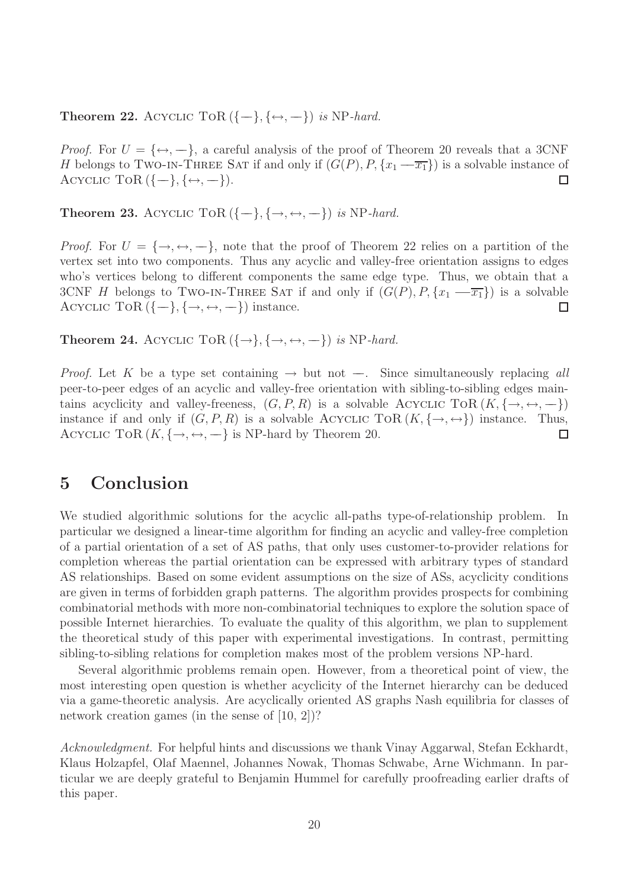**Theorem 22.** Acyclic ToR $(\{—\}, \{\leftrightarrow, —\})$ *is* NP*-hard.*

*Proof.* For $U = \{\leftrightarrow, —\}$, a careful analysis of the proof of Theorem 20 reveals that a 3CNF $H$ belongs to Two-in-Three Sat if and only if $(G(P), P, \{x_1 — \overline{x_1}\})$ is a solvable instance of Acyclic ToR $(\{—\}, \{\leftrightarrow, —\})$. □

**Theorem 23.** Acyclic ToR $(\{—\}, \{\rightarrow, \leftrightarrow, —\})$ *is* NP*-hard.*

*Proof.* For $U = \{\rightarrow, \leftrightarrow, —\}$, note that the proof of Theorem 22 relies on a partition of the vertex set into two components. Thus any acyclic and valley-free orientation assigns to edges who's vertices belong to different components the same edge type. Thus, we obtain that a 3CNF $H$ belongs to Two-in-Three Sat if and only if $(G(P), P, \{x_1 — \overline{x_1}\})$ is a solvable Acyclic ToR $(\{—\}, \{\rightarrow, \leftrightarrow, —\})$ instance. □

**Theorem 24.** Acyclic ToR $(\{\rightarrow\}, \{\rightarrow, \leftrightarrow, —\})$ *is* NP*-hard.*

*Proof.* Let $K$ be a type set containing $\rightarrow$ but not $—$. Since simultaneously replacing *all* peer-to-peer edges of an acyclic and valley-free orientation with sibling-to-sibling edges maintains acyclicity and valley-freeness, $(G, P, R)$ is a solvable Acyclic ToR $(K, \{\rightarrow, \leftrightarrow, —\})$ instance if and only if $(G, P, R)$ is a solvable Acyclic ToR $(K, \{\rightarrow, \leftrightarrow\})$ instance. Thus, Acyclic ToR $(K, \{\rightarrow, \leftrightarrow, —\}$ is NP-hard by Theorem 20. □

## 5 Conclusion

We studied algorithmic solutions for the acyclic all-paths type-of-relationship problem. In particular we designed a linear-time algorithm for finding an acyclic and valley-free completion of a partial orientation of a set of AS paths, that only uses customer-to-provider relations for completion whereas the partial orientation can be expressed with arbitrary types of standard AS relationships. Based on some evident assumptions on the size of ASs, acyclicity conditions are given in terms of forbidden graph patterns. The algorithm provides prospects for combining combinatorial methods with more non-combinatorial techniques to explore the solution space of possible Internet hierarchies. To evaluate the quality of this algorithm, we plan to supplement the theoretical study of this paper with experimental investigations. In contrast, permitting sibling-to-sibling relations for completion makes most of the problem versions NP-hard.

Several algorithmic problems remain open. However, from a theoretical point of view, the most interesting open question is whether acyclicity of the Internet hierarchy can be deduced via a game-theoretic analysis. Are acyclically oriented AS graphs Nash equilibria for classes of network creation games (in the sense of [10, 2])?

*Acknowledgment.* For helpful hints and discussions we thank Vinay Aggarwal, Stefan Eckhardt, Klaus Holzapfel, Olaf Maennel, Johannes Nowak, Thomas Schwabe, Arne Wichmann. In particular we are deeply grateful to Benjamin Hummel for carefully proofreading earlier drafts of this paper.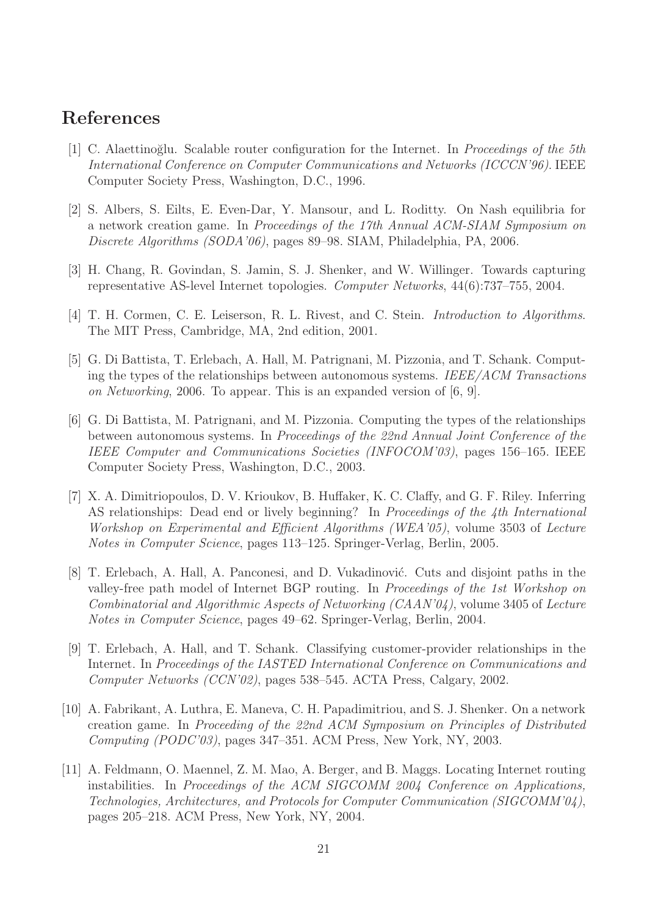# References

[1] C. Alaettinoğlu. Scalable router configuration for the Internet. In *Proceedings of the 5th International Conference on Computer Communications and Networks (ICCCN'96)*. IEEE Computer Society Press, Washington, D.C., 1996.

[2] S. Albers, S. Eilts, E. Even-Dar, Y. Mansour, and L. Roditty. On Nash equilibria for a network creation game. In *Proceedings of the 17th Annual ACM-SIAM Symposium on Discrete Algorithms (SODA'06)*, pages 89–98. SIAM, Philadelphia, PA, 2006.

[3] H. Chang, R. Govindan, S. Jamin, S. J. Shenker, and W. Willinger. Towards capturing representative AS-level Internet topologies. *Computer Networks*, 44(6):737–755, 2004.

[4] T. H. Cormen, C. E. Leiserson, R. L. Rivest, and C. Stein. *Introduction to Algorithms*. The MIT Press, Cambridge, MA, 2nd edition, 2001.

[5] G. Di Battista, T. Erlebach, A. Hall, M. Patrignani, M. Pizzonia, and T. Schank. Computing the types of the relationships between autonomous systems. *IEEE/ACM Transactions on Networking*, 2006. To appear. This is an expanded version of [6, 9].

[6] G. Di Battista, M. Patrignani, and M. Pizzonia. Computing the types of the relationships between autonomous systems. In *Proceedings of the 22nd Annual Joint Conference of the IEEE Computer and Communications Societies (INFOCOM'03)*, pages 156–165. IEEE Computer Society Press, Washington, D.C., 2003.

[7] X. A. Dimitriopoulos, D. V. Krioukov, B. Huffaker, K. C. Claffy, and G. F. Riley. Inferring AS relationships: Dead end or lively beginning? In *Proceedings of the 4th International Workshop on Experimental and Efficient Algorithms (WEA'05)*, volume 3503 of *Lecture Notes in Computer Science*, pages 113–125. Springer-Verlag, Berlin, 2005.

[8] T. Erlebach, A. Hall, A. Panconesi, and D. Vukadinović. Cuts and disjoint paths in the valley-free path model of Internet BGP routing. In *Proceedings of the 1st Workshop on Combinatorial and Algorithmic Aspects of Networking (CAAN'04)*, volume 3405 of *Lecture Notes in Computer Science*, pages 49–62. Springer-Verlag, Berlin, 2004.

[9] T. Erlebach, A. Hall, and T. Schank. Classifying customer-provider relationships in the Internet. In *Proceedings of the IASTED International Conference on Communications and Computer Networks (CCN'02)*, pages 538–545. ACTA Press, Calgary, 2002.

[10] A. Fabrikant, A. Luthra, E. Maneva, C. H. Papadimitriou, and S. J. Shenker. On a network creation game. In *Proceeding of the 22nd ACM Symposium on Principles of Distributed Computing (PODC'03)*, pages 347–351. ACM Press, New York, NY, 2003.

[11] A. Feldmann, O. Maennel, Z. M. Mao, A. Berger, and B. Maggs. Locating Internet routing instabilities. In *Proceedings of the ACM SIGCOMM 2004 Conference on Applications, Technologies, Architectures, and Protocols for Computer Communication (SIGCOMM'04)*, pages 205–218. ACM Press, New York, NY, 2004.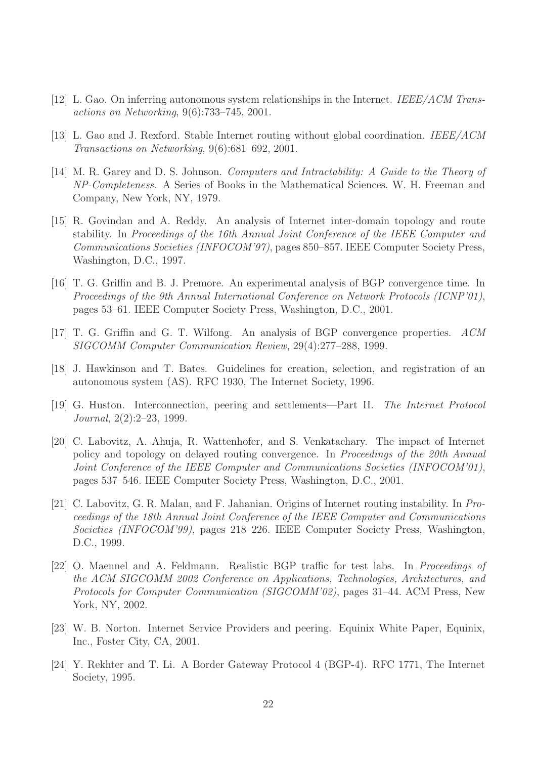[12] L. Gao. On inferring autonomous system relationships in the Internet. *IEEE/ACM Transactions on Networking*, 9(6):733–745, 2001.

[13] L. Gao and J. Rexford. Stable Internet routing without global coordination. *IEEE/ACM Transactions on Networking*, 9(6):681–692, 2001.

[14] M. R. Garey and D. S. Johnson. *Computers and Intractability: A Guide to the Theory of NP-Completeness*. A Series of Books in the Mathematical Sciences. W. H. Freeman and Company, New York, NY, 1979.

[15] R. Govindan and A. Reddy. An analysis of Internet inter-domain topology and route stability. In *Proceedings of the 16th Annual Joint Conference of the IEEE Computer and Communications Societies (INFOCOM'97)*, pages 850–857. IEEE Computer Society Press, Washington, D.C., 1997.

[16] T. G. Griffin and B. J. Premore. An experimental analysis of BGP convergence time. In *Proceedings of the 9th Annual International Conference on Network Protocols (ICNP'01)*, pages 53–61. IEEE Computer Society Press, Washington, D.C., 2001.

[17] T. G. Griffin and G. T. Wilfong. An analysis of BGP convergence properties. *ACM SIGCOMM Computer Communication Review*, 29(4):277–288, 1999.

[18] J. Hawkinson and T. Bates. Guidelines for creation, selection, and registration of an autonomous system (AS). RFC 1930, The Internet Society, 1996.

[19] G. Huston. Interconnection, peering and settlements—Part II. *The Internet Protocol Journal*, 2(2):2–23, 1999.

[20] C. Labovitz, A. Ahuja, R. Wattenhofer, and S. Venkatachary. The impact of Internet policy and topology on delayed routing convergence. In *Proceedings of the 20th Annual Joint Conference of the IEEE Computer and Communications Societies (INFOCOM'01)*, pages 537–546. IEEE Computer Society Press, Washington, D.C., 2001.

[21] C. Labovitz, G. R. Malan, and F. Jahanian. Origins of Internet routing instability. In *Proceedings of the 18th Annual Joint Conference of the IEEE Computer and Communications Societies (INFOCOM'99)*, pages 218–226. IEEE Computer Society Press, Washington, D.C., 1999.

[22] O. Maennel and A. Feldmann. Realistic BGP traffic for test labs. In *Proceedings of the ACM SIGCOMM 2002 Conference on Applications, Technologies, Architectures, and Protocols for Computer Communication (SIGCOMM'02)*, pages 31–44. ACM Press, New York, NY, 2002.

[23] W. B. Norton. Internet Service Providers and peering. Equinix White Paper, Equinix, Inc., Foster City, CA, 2001.

[24] Y. Rekhter and T. Li. A Border Gateway Protocol 4 (BGP-4). RFC 1771, The Internet Society, 1995.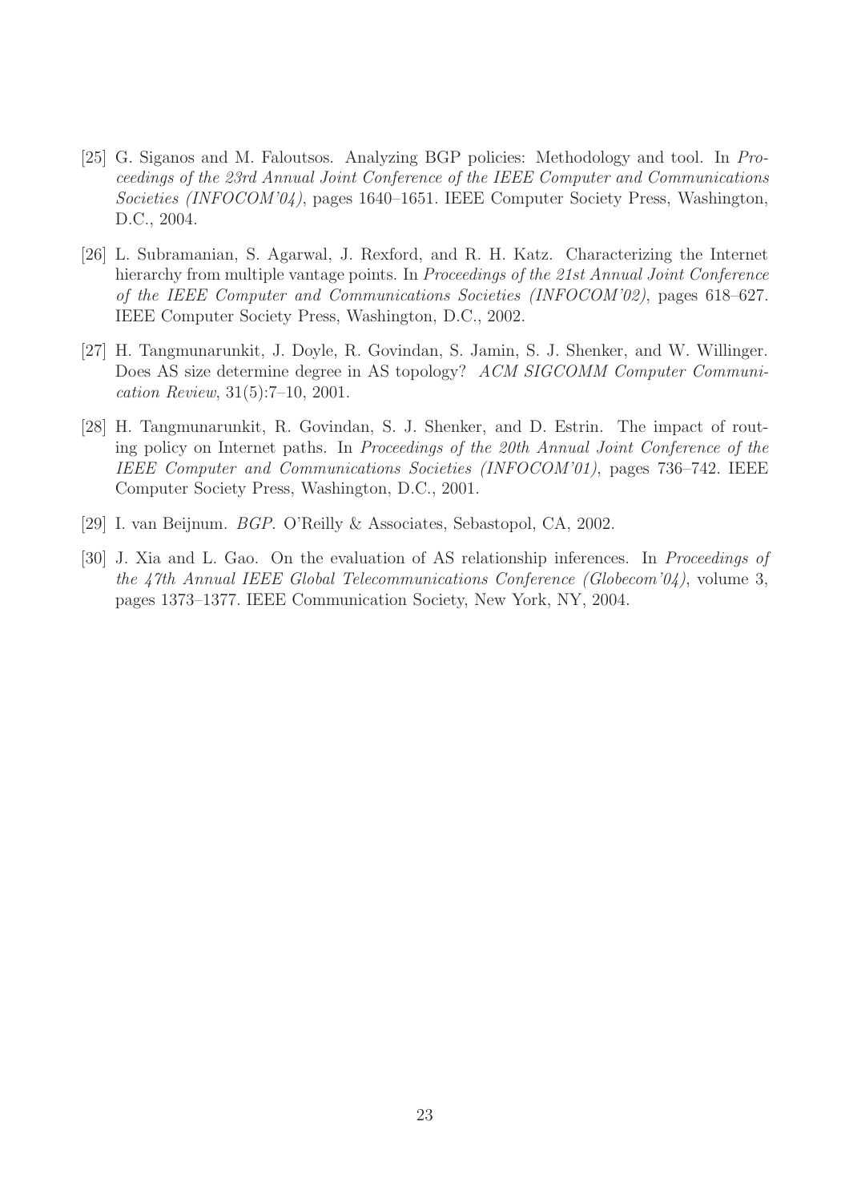[25] G. Siganos and M. Faloutsos. Analyzing BGP policies: Methodology and tool. In *Proceedings of the 23rd Annual Joint Conference of the IEEE Computer and Communications Societies (INFOCOM'04)*, pages 1640–1651. IEEE Computer Society Press, Washington, D.C., 2004.

[26] L. Subramanian, S. Agarwal, J. Rexford, and R. H. Katz. Characterizing the Internet hierarchy from multiple vantage points. In *Proceedings of the 21st Annual Joint Conference of the IEEE Computer and Communications Societies (INFOCOM'02)*, pages 618–627. IEEE Computer Society Press, Washington, D.C., 2002.

[27] H. Tangmunarunkit, J. Doyle, R. Govindan, S. Jamin, S. J. Shenker, and W. Willinger. Does AS size determine degree in AS topology? *ACM SIGCOMM Computer Communication Review*, 31(5):7–10, 2001.

[28] H. Tangmunarunkit, R. Govindan, S. J. Shenker, and D. Estrin. The impact of routing policy on Internet paths. In *Proceedings of the 20th Annual Joint Conference of the IEEE Computer and Communications Societies (INFOCOM'01)*, pages 736–742. IEEE Computer Society Press, Washington, D.C., 2001.

[29] I. van Beijnum. *BGP*. O'Reilly & Associates, Sebastopol, CA, 2002.

[30] J. Xia and L. Gao. On the evaluation of AS relationship inferences. In *Proceedings of the 47th Annual IEEE Global Telecommunications Conference (Globecom'04)*, volume 3, pages 1373–1377. IEEE Communication Society, New York, NY, 2004.